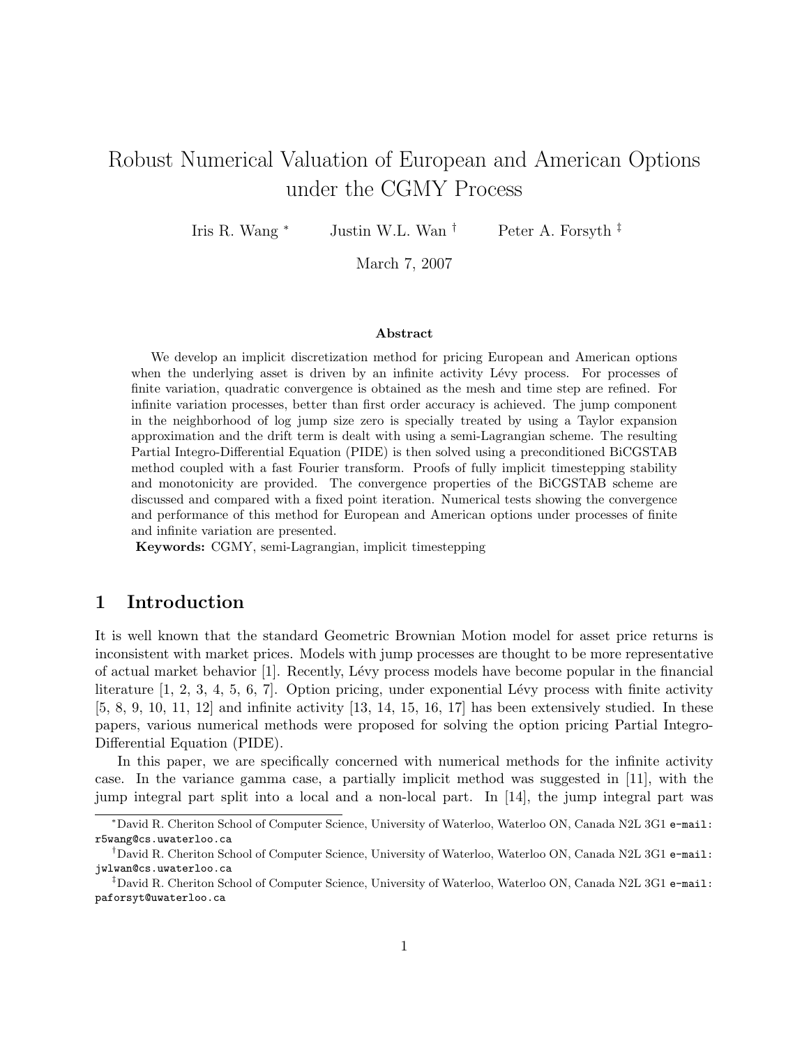# Robust Numerical Valuation of European and American Options under the CGMY Process

Iris R. Wang [*] Justin W.L. Wan [†] Peter A. Forsyth [‡]

March 7, 2007

### Abstract

We develop an implicit discretization method for pricing European and American options when the underlying asset is driven by an infinite activity Lévy process. For processes of finite variation, quadratic convergence is obtained as the mesh and time step are refined. For infinite variation processes, better than first order accuracy is achieved. The jump component in the neighborhood of log jump size zero is specially treated by using a Taylor expansion approximation and the drift term is dealt with using a semi-Lagrangian scheme. The resulting Partial Integro-Differential Equation (PIDE) is then solved using a preconditioned BiCGSTAB method coupled with a fast Fourier transform. Proofs of fully implicit timestepping stability and monotonicity are provided. The convergence properties of the BiCGSTAB scheme are discussed and compared with a fixed point iteration. Numerical tests showing the convergence and performance of this method for European and American options under processes of finite and infinite variation are presented.

**Keywords:** CGMY, semi-Lagrangian, implicit timestepping

## 1 Introduction

It is well known that the standard Geometric Brownian Motion model for asset price returns is inconsistent with market prices. Models with jump processes are thought to be more representative of actual market behavior [1]. Recently, Lévy process models have become popular in the financial literature [1, 2, 3, 4, 5, 6, 7]. Option pricing, under exponential Lévy process with finite activity [5, 8, 9, 10, 11, 12] and infinite activity [13, 14, 15, 16, 17] has been extensively studied. In these papers, various numerical methods were proposed for solving the option pricing Partial Integro-Differential Equation (PIDE).

In this paper, we are specifically concerned with numerical methods for the infinite activity case. In the variance gamma case, a partially implicit method was suggested in [11], with the jump integral part split into a local and a non-local part. In [14], the jump integral part was

---

[*] David R. Cheriton School of Computer Science, University of Waterloo, Waterloo ON, Canada N2L 3G1 e-mail: r5wang@cs.uwaterloo.ca

[†] David R. Cheriton School of Computer Science, University of Waterloo, Waterloo ON, Canada N2L 3G1 e-mail: jwlwan@cs.uwaterloo.ca

[‡] David R. Cheriton School of Computer Science, University of Waterloo, Waterloo ON, Canada N2L 3G1 e-mail: paforsyt@uwaterloo.ca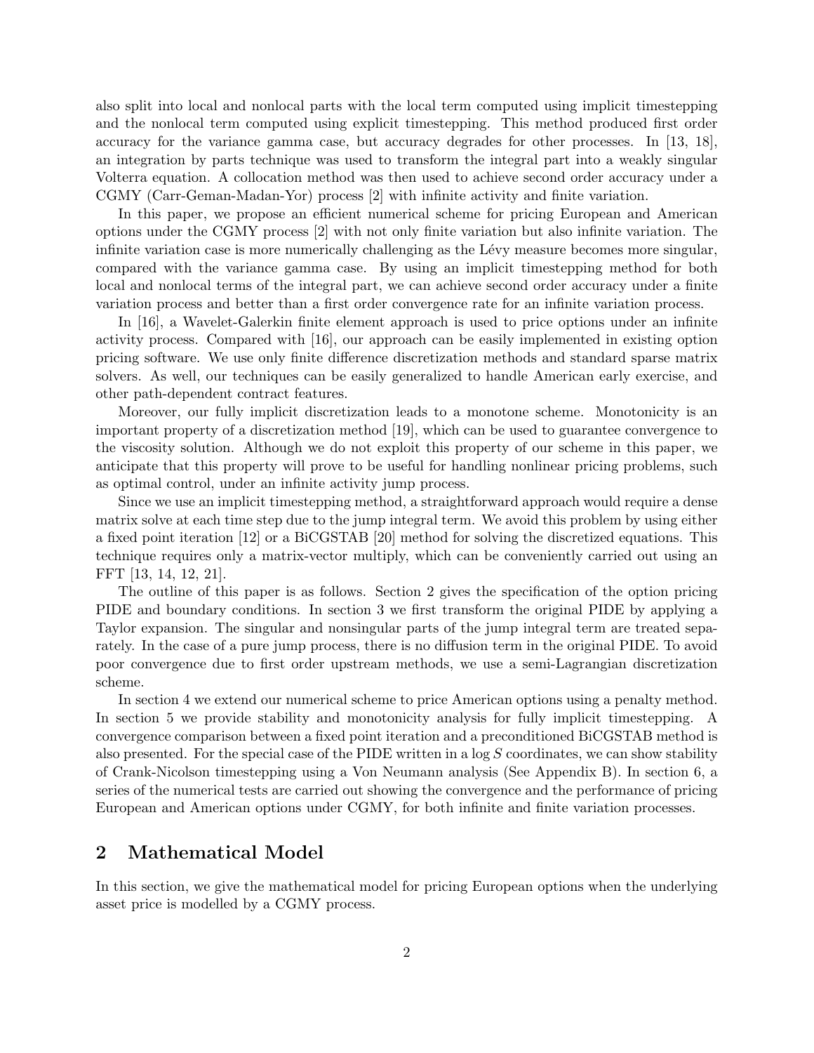also split into local and nonlocal parts with the local term computed using implicit timestepping and the nonlocal term computed using explicit timestepping. This method produced first order accuracy for the variance gamma case, but accuracy degrades for other processes. In [13, 18], an integration by parts technique was used to transform the integral part into a weakly singular Volterra equation. A collocation method was then used to achieve second order accuracy under a CGMY (Carr-Geman-Madan-Yor) process [2] with infinite activity and finite variation.

In this paper, we propose an efficient numerical scheme for pricing European and American options under the CGMY process [2] with not only finite variation but also infinite variation. The infinite variation case is more numerically challenging as the Lévy measure becomes more singular, compared with the variance gamma case. By using an implicit timestepping method for both local and nonlocal terms of the integral part, we can achieve second order accuracy under a finite variation process and better than a first order convergence rate for an infinite variation process.

In [16], a Wavelet-Galerkin finite element approach is used to price options under an infinite activity process. Compared with [16], our approach can be easily implemented in existing option pricing software. We use only finite difference discretization methods and standard sparse matrix solvers. As well, our techniques can be easily generalized to handle American early exercise, and other path-dependent contract features.

Moreover, our fully implicit discretization leads to a monotone scheme. Monotonicity is an important property of a discretization method [19], which can be used to guarantee convergence to the viscosity solution. Although we do not exploit this property of our scheme in this paper, we anticipate that this property will prove to be useful for handling nonlinear pricing problems, such as optimal control, under an infinite activity jump process.

Since we use an implicit timestepping method, a straightforward approach would require a dense matrix solve at each time step due to the jump integral term. We avoid this problem by using either a fixed point iteration [12] or a BiCGSTAB [20] method for solving the discretized equations. This technique requires only a matrix-vector multiply, which can be conveniently carried out using an FFT [13, 14, 12, 21].

The outline of this paper is as follows. Section 2 gives the specification of the option pricing PIDE and boundary conditions. In section 3 we first transform the original PIDE by applying a Taylor expansion. The singular and nonsingular parts of the jump integral term are treated separately. In the case of a pure jump process, there is no diffusion term in the original PIDE. To avoid poor convergence due to first order upstream methods, we use a semi-Lagrangian discretization scheme.

In section 4 we extend our numerical scheme to price American options using a penalty method. In section 5 we provide stability and monotonicity analysis for fully implicit timestepping. A convergence comparison between a fixed point iteration and a preconditioned BiCGSTAB method is also presented. For the special case of the PIDE written in a $\log S$ coordinates, we can show stability of Crank-Nicolson timestepping using a Von Neumann analysis (See Appendix B). In section 6, a series of the numerical tests are carried out showing the convergence and the performance of pricing European and American options under CGMY, for both infinite and finite variation processes.

## 2 Mathematical Model

In this section, we give the mathematical model for pricing European options when the underlying asset price is modelled by a CGMY process.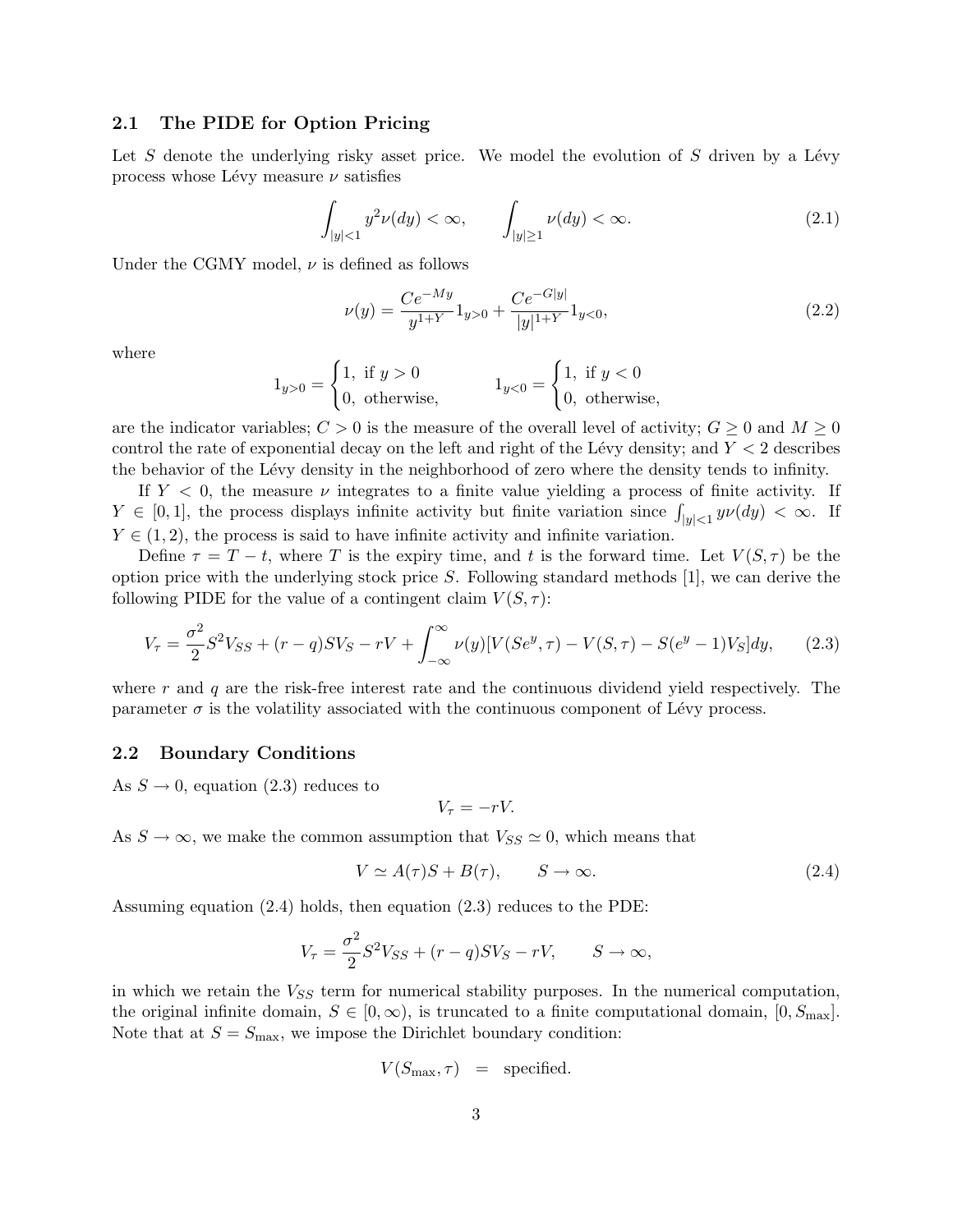## 2.1 The PIDE for Option Pricing

Let $S$ denote the underlying risky asset price. We model the evolution of $S$ driven by a Lévy process whose Lévy measure $\nu$ satisfies

$$\int_{|y|<1} y^2 \nu(dy) < \infty, \qquad \int_{|y|\geq 1} \nu(dy) < \infty. \tag{2.1}$$

Under the CGMY model, $\nu$ is defined as follows

$$\nu(y) = \frac{Ce^{-My}}{y^{1+Y}} 1_{y>0} + \frac{Ce^{-G|y|}}{|y|^{1+Y}} 1_{y<0}, \tag{2.2}$$

where

$$1_{y>0} = \begin{cases} 1, & \text{if } y > 0 \\ 0, & \text{otherwise,} \end{cases} \qquad 1_{y<0} = \begin{cases} 1, & \text{if } y < 0 \\ 0, & \text{otherwise,} \end{cases}$$

are the indicator variables; $C > 0$ is the measure of the overall level of activity; $G \geq 0$ and $M \geq 0$ control the rate of exponential decay on the left and right of the Lévy density; and $Y < 2$ describes the behavior of the Lévy density in the neighborhood of zero where the density tends to infinity.

If $Y < 0$, the measure $\nu$ integrates to a finite value yielding a process of finite activity. If $Y \in [0, 1]$, the process displays infinite activity but finite variation since $\int_{|y|<1} y\nu(dy) < \infty$. If $Y \in (1, 2)$, the process is said to have infinite activity and infinite variation.

Define $\tau = T - t$, where $T$ is the expiry time, and $t$ is the forward time. Let $V(S, \tau)$ be the option price with the underlying stock price $S$. Following standard methods [1], we can derive the following PIDE for the value of a contingent claim $V(S, \tau)$:

$$V_\tau = \frac{\sigma^2}{2} S^2 V_{SS} + (r - q)SV_S - rV + \int_{-\infty}^{\infty} \nu(y)[V(Se^y, \tau) - V(S, \tau) - S(e^y - 1)V_S]dy, \tag{2.3}$$

where $r$ and $q$ are the risk-free interest rate and the continuous dividend yield respectively. The parameter $\sigma$ is the volatility associated with the continuous component of Lévy process.

## 2.2 Boundary Conditions

As $S \to 0$, equation (2.3) reduces to

$$V_\tau = -rV.$$

As $S \to \infty$, we make the common assumption that $V_{SS} \simeq 0$, which means that

$$V \simeq A(\tau)S + B(\tau), \qquad S \to \infty. \tag{2.4}$$

Assuming equation (2.4) holds, then equation (2.3) reduces to the PDE:

$$V_\tau = \frac{\sigma^2}{2} S^2 V_{SS} + (r - q)SV_S - rV, \qquad S \to \infty,$$

in which we retain the $V_{SS}$ term for numerical stability purposes. In the numerical computation, the original infinite domain, $S \in [0, \infty)$, is truncated to a finite computational domain, $[0, S_{\max}]$. Note that at $S = S_{\max}$, we impose the Dirichlet boundary condition:

$$V(S_{\max}, \tau) \;\; = \;\; \text{specified}.$$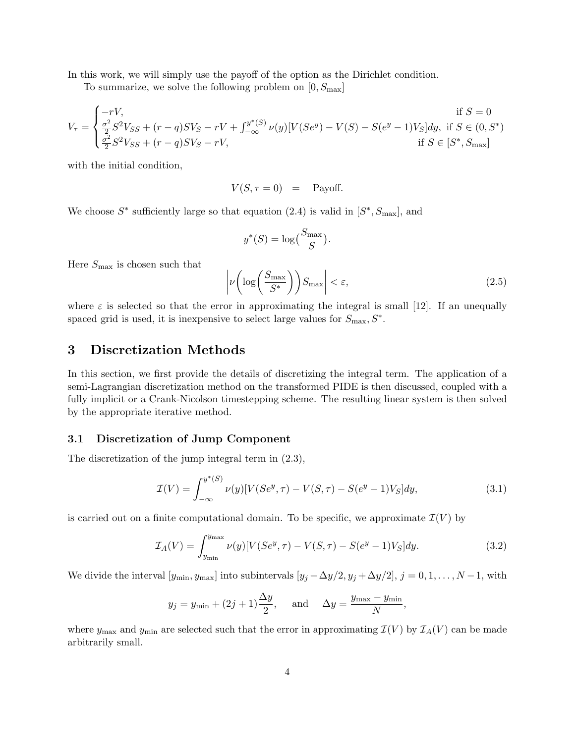In this work, we will simply use the payoff of the option as the Dirichlet condition.

To summarize, we solve the following problem on $[0, S_{\max}]$

$$
V_\tau = \begin{cases} -rV, & \text{if } S = 0 \\ \frac{\sigma^2}{2}S^2 V_{SS} + (r-q)SV_S - rV + \int_{-\infty}^{y^*(S)} \nu(y)[V(Se^y) - V(S) - S(e^y - 1)V_S]dy, & \text{if } S \in (0, S^*) \\ \frac{\sigma^2}{2}S^2 V_{SS} + (r-q)SV_S - rV, & \text{if } S \in [S^*, S_{\max}] \end{cases}
$$

with the initial condition,

$$
V(S, \tau = 0) \quad = \quad \text{Payoff.}
$$

We choose $S^*$ sufficiently large so that equation (2.4) is valid in $[S^*, S_{\max}]$, and

$$
y^*(S) = \log\big(\frac{S_{\max}}{S}\big).
$$

Here $S_{\max}$ is chosen such that

$$
\left| \nu\bigg(\log\bigg(\frac{S_{\max}}{S^*}\bigg)\bigg) S_{\max} \right| < \varepsilon, \tag{2.5}
$$

where $\varepsilon$ is selected so that the error in approximating the integral is small [12]. If an unequally spaced grid is used, it is inexpensive to select large values for $S_{\max}, S^*$.

## 3 Discretization Methods

In this section, we first provide the details of discretizing the integral term. The application of a semi-Lagrangian discretization method on the transformed PIDE is then discussed, coupled with a fully implicit or a Crank-Nicolson timestepping scheme. The resulting linear system is then solved by the appropriate iterative method.

### 3.1 Discretization of Jump Component

The discretization of the jump integral term in (2.3),

$$
\mathcal{I}(V) = \int_{-\infty}^{y^*(S)} \nu(y)[V(Se^y, \tau) - V(S, \tau) - S(e^y - 1)V_S]dy, \tag{3.1}
$$

is carried out on a finite computational domain. To be specific, we approximate $\mathcal{I}(V)$ by

$$
\mathcal{I}_A(V) = \int_{y_{\min}}^{y_{\max}} \nu(y)[V(Se^y, \tau) - V(S, \tau) - S(e^y - 1)V_S]dy. \tag{3.2}
$$

We divide the interval $[y_{\min}, y_{\max}]$ into subintervals $[y_j - \Delta y/2, y_j + \Delta y/2]$, $j = 0, 1, \ldots, N-1$, with

$$
y_j = y_{\min} + (2j+1)\frac{\Delta y}{2}, \quad \text{and} \quad \Delta y = \frac{y_{\max} - y_{\min}}{N},
$$

where $y_{\max}$ and $y_{\min}$ are selected such that the error in approximating $\mathcal{I}(V)$ by $\mathcal{I}_A(V)$ can be made arbitrarily small.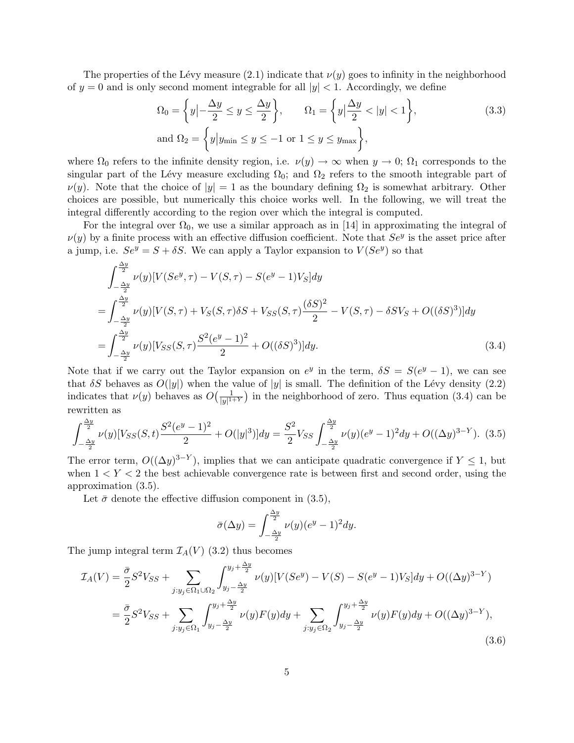The properties of the Lévy measure (2.1) indicate that $\nu(y)$ goes to infinity in the neighborhood of $y = 0$ and is only second moment integrable for all $|y| < 1$. Accordingly, we define

$$
\Omega_0 = \left\{ y \Big| -\frac{\Delta y}{2} \leq y \leq \frac{\Delta y}{2} \right\}, \qquad \Omega_1 = \left\{ y \Big| \frac{\Delta y}{2} < |y| < 1 \right\}, \tag{3.3}
$$
$$
\text{and } \Omega_2 = \left\{ y \Big| y_{\min} \leq y \leq -1 \text{ or } 1 \leq y \leq y_{\max} \right\},
$$

where $\Omega_0$ refers to the infinite density region, i.e. $\nu(y) \to \infty$ when $y \to 0$; $\Omega_1$ corresponds to the singular part of the Lévy measure excluding $\Omega_0$; and $\Omega_2$ refers to the smooth integrable part of $\nu(y)$. Note that the choice of $|y| = 1$ as the boundary defining $\Omega_2$ is somewhat arbitrary. Other choices are possible, but numerically this choice works well. In the following, we will treat the integral differently according to the region over which the integral is computed.

For the integral over $\Omega_0$, we use a similar approach as in [14] in approximating the integral of $\nu(y)$ by a finite process with an effective diffusion coefficient. Note that $Se^y$ is the asset price after a jump, i.e. $Se^y = S + \delta S$. We can apply a Taylor expansion to $V(Se^y)$ so that

$$
\begin{aligned}
&\int_{-\frac{\Delta y}{2}}^{\frac{\Delta y}{2}} \nu(y)[V(Se^y, \tau) - V(S, \tau) - S(e^y - 1)V_S]dy \\
&= \int_{-\frac{\Delta y}{2}}^{\frac{\Delta y}{2}} \nu(y)[V(S, \tau) + V_S(S, \tau)\delta S + V_{SS}(S, \tau)\frac{(\delta S)^2}{2} - V(S, \tau) - \delta S V_S + O((\delta S)^3)]dy \\
&= \int_{-\frac{\Delta y}{2}}^{\frac{\Delta y}{2}} \nu(y)[V_{SS}(S, \tau)\frac{S^2(e^y - 1)^2}{2} + O((\delta S)^3)]dy.
\end{aligned} \tag{3.4}
$$

Note that if we carry out the Taylor expansion on $e^y$ in the term, $\delta S = S(e^y - 1)$, we can see that $\delta S$ behaves as $O(|y|)$ when the value of $|y|$ is small. The definition of the Lévy density (2.2) indicates that $\nu(y)$ behaves as $O\big(\frac{1}{|y|^{1+Y}}\big)$ in the neighborhood of zero. Thus equation (3.4) can be rewritten as

$$
\int_{-\frac{\Delta y}{2}}^{\frac{\Delta y}{2}} \nu(y)[V_{SS}(S, t)\frac{S^2(e^y - 1)^2}{2} + O(|y|^3)]dy = \frac{S^2}{2} V_{SS} \int_{-\frac{\Delta y}{2}}^{\frac{\Delta y}{2}} \nu(y)(e^y - 1)^2 dy + O((\Delta y)^{3-Y}). \tag{3.5}
$$

The error term, $O((\Delta y)^{3-Y})$, implies that we can anticipate quadratic convergence if $Y \leq 1$, but when $1 < Y < 2$ the best achievable convergence rate is between first and second order, using the approximation (3.5).

Let $\bar{\sigma}$ denote the effective diffusion component in (3.5),

$$
\bar{\sigma}(\Delta y) = \int_{-\frac{\Delta y}{2}}^{\frac{\Delta y}{2}} \nu(y)(e^y - 1)^2 dy.
$$

The jump integral term $\mathcal{I}_A(V)$ (3.2) thus becomes

$$
\begin{aligned}
\mathcal{I}_A(V) &= \frac{\bar{\sigma}}{2} S^2 V_{SS} + \sum_{j: y_j \in \Omega_1 \cup \Omega_2} \int_{y_j - \frac{\Delta y}{2}}^{y_j + \frac{\Delta y}{2}} \nu(y)[V(Se^y) - V(S) - S(e^y - 1)V_S]dy + O((\Delta y)^{3-Y}) \\
&= \frac{\bar{\sigma}}{2} S^2 V_{SS} + \sum_{j: y_j \in \Omega_1} \int_{y_j - \frac{\Delta y}{2}}^{y_j + \frac{\Delta y}{2}} \nu(y) F(y) dy + \sum_{j: y_j \in \Omega_2} \int_{y_j - \frac{\Delta y}{2}}^{y_j + \frac{\Delta y}{2}} \nu(y) F(y) dy + O((\Delta y)^{3-Y}),
\end{aligned} \tag{3.6}
$$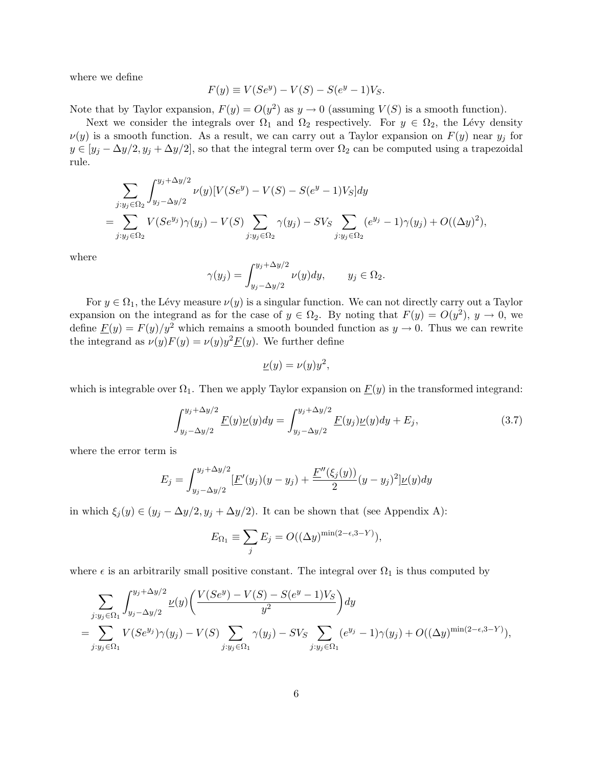where we define

$$F(y) \equiv V(Se^y) - V(S) - S(e^y - 1)V_S.$$

Note that by Taylor expansion, $F(y) = O(y^2)$ as $y \to 0$ (assuming $V(S)$ is a smooth function).

Next we consider the integrals over $\Omega_1$ and $\Omega_2$ respectively. For $y \in \Omega_2$, the Lévy density $\nu(y)$ is a smooth function. As a result, we can carry out a Taylor expansion on $F(y)$ near $y_j$ for $y \in [y_j - \Delta y/2, y_j + \Delta y/2]$, so that the integral term over $\Omega_2$ can be computed using a trapezoidal rule.

$$\begin{aligned}
&\sum_{j: y_j \in \Omega_2} \int_{y_j - \Delta y/2}^{y_j + \Delta y/2} \nu(y)[V(Se^y) - V(S) - S(e^y - 1)V_S] dy \\
&= \sum_{j: y_j \in \Omega_2} V(Se^{y_j})\gamma(y_j) - V(S) \sum_{j: y_j \in \Omega_2} \gamma(y_j) - SV_S \sum_{j: y_j \in \Omega_2} (e^{y_j} - 1)\gamma(y_j) + O((\Delta y)^2),
\end{aligned}$$

where

$$\gamma(y_j) = \int_{y_j - \Delta y/2}^{y_j + \Delta y/2} \nu(y) dy, \qquad y_j \in \Omega_2.$$

For $y \in \Omega_1$, the Lévy measure $\nu(y)$ is a singular function. We can not directly carry out a Taylor expansion on the integrand as for the case of $y \in \Omega_2$. By noting that $F(y) = O(y^2)$, $y \to 0$, we define $\underline{F}(y) = F(y)/y^2$ which remains a smooth bounded function as $y \to 0$. Thus we can rewrite the integrand as $\nu(y)F(y) = \nu(y)y^2\underline{F}(y)$. We further define

$$\underline{\nu}(y) = \nu(y)y^2,$$

which is integrable over $\Omega_1$. Then we apply Taylor expansion on $\underline{F}(y)$ in the transformed integrand:

$$\int_{y_j - \Delta y/2}^{y_j + \Delta y/2} \underline{F}(y)\underline{\nu}(y) dy = \int_{y_j - \Delta y/2}^{y_j + \Delta y/2} \underline{F}(y_j)\underline{\nu}(y) dy + E_j, \tag{3.7}$$

where the error term is

$$E_j = \int_{y_j - \Delta y/2}^{y_j + \Delta y/2} [\underline{F}'(y_j)(y - y_j) + \frac{\underline{F}''(\xi_j(y))}{2}(y - y_j)^2]\underline{\nu}(y) dy$$

in which $\xi_j(y) \in (y_j - \Delta y/2, y_j + \Delta y/2)$. It can be shown that (see Appendix A):

$$E_{\Omega_1} \equiv \sum_j E_j = O((\Delta y)^{\min(2-\epsilon, 3-Y)}),$$

where $\epsilon$ is an arbitrarily small positive constant. The integral over $\Omega_1$ is thus computed by

$$\begin{aligned}
&\sum_{j: y_j \in \Omega_1} \int_{y_j - \Delta y/2}^{y_j + \Delta y/2} \underline{\nu}(y) \left( \frac{V(Se^y) - V(S) - S(e^y - 1)V_S}{y^2} \right) dy \\
&= \sum_{j: y_j \in \Omega_1} V(Se^{y_j})\gamma(y_j) - V(S) \sum_{j: y_j \in \Omega_1} \gamma(y_j) - SV_S \sum_{j: y_j \in \Omega_1} (e^{y_j} - 1)\gamma(y_j) + O((\Delta y)^{\min(2-\epsilon, 3-Y)}),
\end{aligned}$$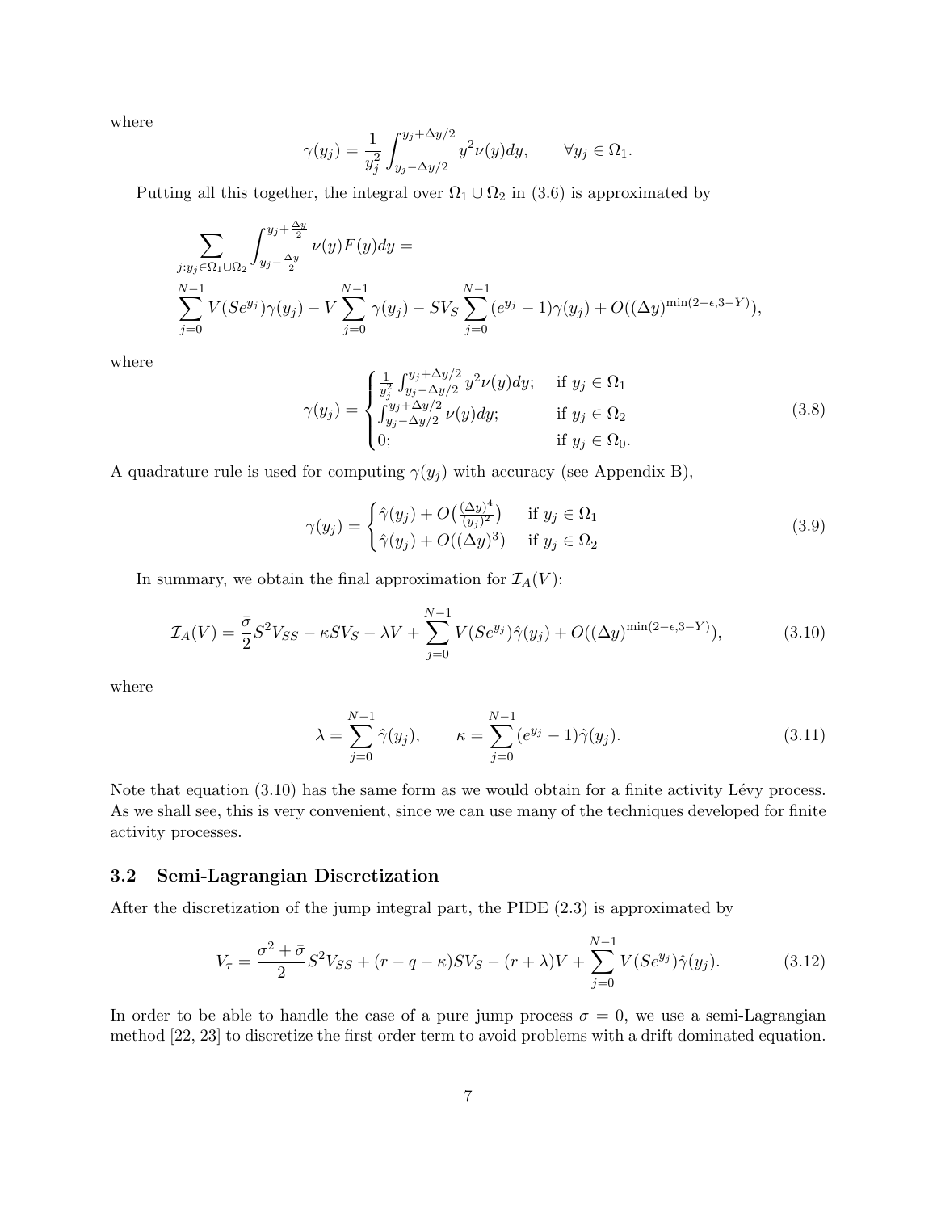where

$$\gamma(y_j) = \frac{1}{y_j^2} \int_{y_j - \Delta y/2}^{y_j + \Delta y/2} y^2 \nu(y) dy, \qquad \forall y_j \in \Omega_1.$$

Putting all this together, the integral over $\Omega_1 \cup \Omega_2$ in (3.6) is approximated by

$$\sum_{j: y_j \in \Omega_1 \cup \Omega_2} \int_{y_j - \frac{\Delta y}{2}}^{y_j + \frac{\Delta y}{2}} \nu(y) F(y) dy =$$
$$\sum_{j=0}^{N-1} V(Se^{y_j}) \gamma(y_j) - V \sum_{j=0}^{N-1} \gamma(y_j) - SV_S \sum_{j=0}^{N-1} (e^{y_j} - 1) \gamma(y_j) + O((\Delta y)^{\min(2-\epsilon, 3-Y)}),$$

where

$$\gamma(y_j) = \begin{cases} \frac{1}{y_j^2} \int_{y_j - \Delta y/2}^{y_j + \Delta y/2} y^2 \nu(y) dy; & \text{if } y_j \in \Omega_1 \\ \int_{y_j - \Delta y/2}^{y_j + \Delta y/2} \nu(y) dy; & \text{if } y_j \in \Omega_2 \\ 0; & \text{if } y_j \in \Omega_0. \end{cases} \tag{3.8}$$

A quadrature rule is used for computing $\gamma(y_j)$ with accuracy (see Appendix B),

$$\gamma(y_j) = \begin{cases} \hat{\gamma}(y_j) + O\big(\frac{(\Delta y)^4}{(y_j)^2}\big) & \text{if } y_j \in \Omega_1 \\ \hat{\gamma}(y_j) + O((\Delta y)^3) & \text{if } y_j \in \Omega_2 \end{cases} \tag{3.9}$$

In summary, we obtain the final approximation for $\mathcal{I}_A(V)$:

$$\mathcal{I}_A(V) = \frac{\bar{\sigma}}{2} S^2 V_{SS} - \kappa S V_S - \lambda V + \sum_{j=0}^{N-1} V(Se^{y_j}) \hat{\gamma}(y_j) + O((\Delta y)^{\min(2-\epsilon, 3-Y)}), \tag{3.10}$$

where

$$\lambda = \sum_{j=0}^{N-1} \hat{\gamma}(y_j), \qquad \kappa = \sum_{j=0}^{N-1} (e^{y_j} - 1) \hat{\gamma}(y_j). \tag{3.11}$$

Note that equation (3.10) has the same form as we would obtain for a finite activity Lévy process. As we shall see, this is very convenient, since we can use many of the techniques developed for finite activity processes.

### 3.2 Semi-Lagrangian Discretization

After the discretization of the jump integral part, the PIDE (2.3) is approximated by

$$V_\tau = \frac{\sigma^2 + \bar{\sigma}}{2} S^2 V_{SS} + (r - q - \kappa) S V_S - (r + \lambda) V + \sum_{j=0}^{N-1} V(Se^{y_j}) \hat{\gamma}(y_j). \tag{3.12}$$

In order to be able to handle the case of a pure jump process $\sigma = 0$, we use a semi-Lagrangian method [22, 23] to discretize the first order term to avoid problems with a drift dominated equation.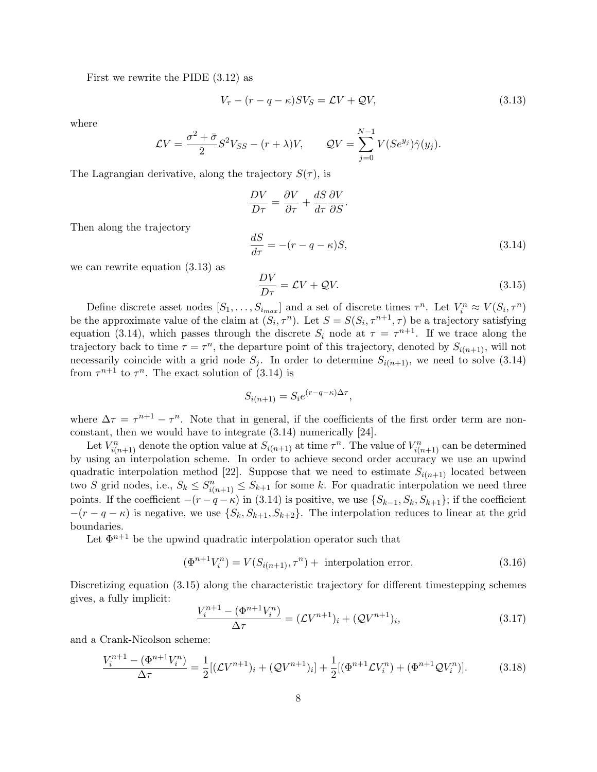First we rewrite the PIDE (3.12) as

$$V_\tau - (r - q - \kappa)SV_S = \mathcal{L}V + \mathcal{Q}V, \tag{3.13}$$

where

$$\mathcal{L}V = \frac{\sigma^2 + \bar{\sigma}}{2} S^2 V_{SS} - (r + \lambda)V, \qquad \mathcal{Q}V = \sum_{j=0}^{N-1} V(Se^{y_j})\hat{\gamma}(y_j).$$

The Lagrangian derivative, along the trajectory $S(\tau)$, is

$$\frac{DV}{D\tau} = \frac{\partial V}{\partial \tau} + \frac{dS}{d\tau}\frac{\partial V}{\partial S}.$$

Then along the trajectory

$$\frac{dS}{d\tau} = -(r - q - \kappa)S, \tag{3.14}$$

we can rewrite equation (3.13) as

$$\frac{DV}{D\tau} = \mathcal{L}V + \mathcal{Q}V. \tag{3.15}$$

Define discrete asset nodes $[S_1, \ldots, S_{i_{max}}]$ and a set of discrete times $\tau^n$. Let $V_i^n \approx V(S_i, \tau^n)$ be the approximate value of the claim at $(S_i, \tau^n)$. Let $S = S(S_i, \tau^{n+1}, \tau)$ be a trajectory satisfying equation (3.14), which passes through the discrete $S_i$ node at $\tau = \tau^{n+1}$. If we trace along the trajectory back to time $\tau = \tau^n$, the departure point of this trajectory, denoted by $S_{i(n+1)}$, will not necessarily coincide with a grid node $S_j$. In order to determine $S_{i(n+1)}$, we need to solve (3.14) from $\tau^{n+1}$ to $\tau^n$. The exact solution of (3.14) is

$$S_{i(n+1)} = S_i e^{(r-q-\kappa)\Delta\tau},$$

where $\Delta\tau = \tau^{n+1} - \tau^n$. Note that in general, if the coefficients of the first order term are non-constant, then we would have to integrate (3.14) numerically [24].

Let $V_{i(n+1)}^n$ denote the option value at $S_{i(n+1)}$ at time $\tau^n$. The value of $V_{i(n+1)}^n$ can be determined by using an interpolation scheme. In order to achieve second order accuracy we use an upwind quadratic interpolation method [22]. Suppose that we need to estimate $S_{i(n+1)}$ located between two $S$ grid nodes, i.e., $S_k \leq S_{i(n+1)}^n \leq S_{k+1}$ for some $k$. For quadratic interpolation we need three points. If the coefficient $-(r-q-\kappa)$ in (3.14) is positive, we use $\{S_{k-1}, S_k, S_{k+1}\}$; if the coefficient $-(r-q-\kappa)$ is negative, we use $\{S_k, S_{k+1}, S_{k+2}\}$. The interpolation reduces to linear at the grid boundaries.

Let $\Phi^{n+1}$ be the upwind quadratic interpolation operator such that

$$(\Phi^{n+1}V_i^n) = V(S_{i(n+1)}, \tau^n) + \text{ interpolation error}. \tag{3.16}$$

Discretizing equation (3.15) along the characteristic trajectory for different timestepping schemes gives, a fully implicit:

$$\frac{V_i^{n+1} - (\Phi^{n+1}V_i^n)}{\Delta\tau} = (\mathcal{L}V^{n+1})_i + (\mathcal{Q}V^{n+1})_i, \tag{3.17}$$

and a Crank-Nicolson scheme:

$$\frac{V_i^{n+1} - (\Phi^{n+1}V_i^n)}{\Delta\tau} = \frac{1}{2}[(\mathcal{L}V^{n+1})_i + (\mathcal{Q}V^{n+1})_i] + \frac{1}{2}[(\Phi^{n+1}\mathcal{L}V_i^n) + (\Phi^{n+1}\mathcal{Q}V_i^n)]. \tag{3.18}$$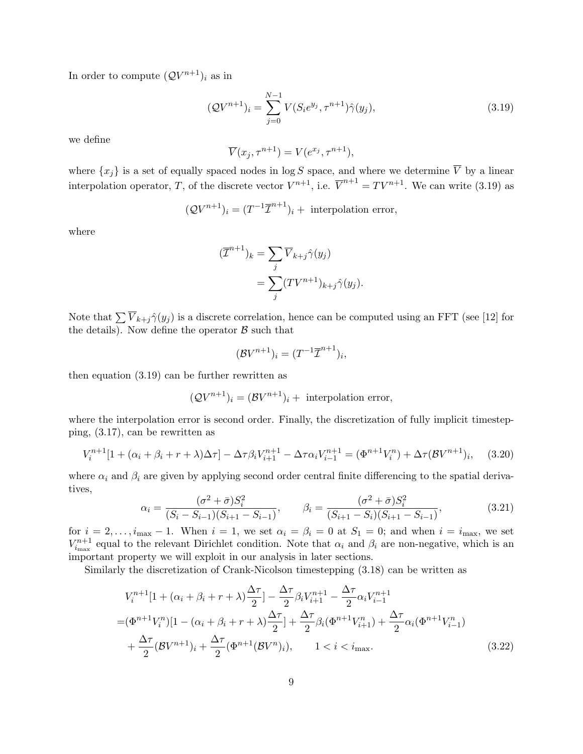In order to compute $(\mathcal{Q}V^{n+1})_i$ as in

$$(\mathcal{Q}V^{n+1})_i = \sum_{j=0}^{N-1} V(S_i e^{y_j}, \tau^{n+1})\hat{\gamma}(y_j), \tag{3.19}$$

we define

$$\overline{V}(x_j, \tau^{n+1}) = V(e^{x_j}, \tau^{n+1}),$$

where $\{x_j\}$ is a set of equally spaced nodes in $\log S$ space, and where we determine $\overline{V}$ by a linear interpolation operator, $T$, of the discrete vector $V^{n+1}$, i.e. $\overline{V}^{n+1} = TV^{n+1}$. We can write (3.19) as

$$(\mathcal{Q}V^{n+1})_i = (T^{-1}\overline{\mathcal{I}}^{n+1})_i + \text{ interpolation error},$$

where

$$\begin{aligned}
(\overline{\mathcal{I}}^{n+1})_k &= \sum_j \overline{V}_{k+j}\hat{\gamma}(y_j) \\
&= \sum_j (TV^{n+1})_{k+j}\hat{\gamma}(y_j).
\end{aligned}$$

Note that $\sum \overline{V}_{k+j}\hat{\gamma}(y_j)$ is a discrete correlation, hence can be computed using an FFT (see [12] for the details). Now define the operator $\mathcal{B}$ such that

$$(\mathcal{B}V^{n+1})_i = (T^{-1}\overline{\mathcal{I}}^{n+1})_i,$$

then equation (3.19) can be further rewritten as

$$(\mathcal{Q}V^{n+1})_i = (\mathcal{B}V^{n+1})_i + \text{ interpolation error},$$

where the interpolation error is second order. Finally, the discretization of fully implicit timestepping, (3.17), can be rewritten as

$$V_i^{n+1}[1 + (\alpha_i + \beta_i + r + \lambda)\Delta\tau] - \Delta\tau\beta_i V_{i+1}^{n+1} - \Delta\tau\alpha_i V_{i-1}^{n+1} = (\Phi^{n+1}V_i^n) + \Delta\tau(\mathcal{B}V^{n+1})_i, \tag{3.20}$$

where $\alpha_i$ and $\beta_i$ are given by applying second order central finite differencing to the spatial derivatives,

$$\alpha_i = \frac{(\sigma^2 + \bar{\sigma})S_i^2}{(S_i - S_{i-1})(S_{i+1} - S_{i-1})}, \qquad \beta_i = \frac{(\sigma^2 + \bar{\sigma})S_i^2}{(S_{i+1} - S_i)(S_{i+1} - S_{i-1})}, \tag{3.21}$$

for $i = 2, \ldots, i_{\max} - 1$. When $i = 1$, we set $\alpha_i = \beta_i = 0$ at $S_1 = 0$; and when $i = i_{\max}$, we set $V_{i_{\max}}^{n+1}$ equal to the relevant Dirichlet condition. Note that $\alpha_i$ and $\beta_i$ are non-negative, which is an important property we will exploit in our analysis in later sections.

Similarly the discretization of Crank-Nicolson timestepping (3.18) can be written as

$$\begin{aligned}
&V_i^{n+1}[1 + (\alpha_i + \beta_i + r + \lambda)\frac{\Delta\tau}{2}] - \frac{\Delta\tau}{2}\beta_i V_{i+1}^{n+1} - \frac{\Delta\tau}{2}\alpha_i V_{i-1}^{n+1} \\
=&(\Phi^{n+1}V_i^n)[1 - (\alpha_i + \beta_i + r + \lambda)\frac{\Delta\tau}{2}] + \frac{\Delta\tau}{2}\beta_i(\Phi^{n+1}V_{i+1}^n) + \frac{\Delta\tau}{2}\alpha_i(\Phi^{n+1}V_{i-1}^n) \\
&+ \frac{\Delta\tau}{2}(\mathcal{B}V^{n+1})_i + \frac{\Delta\tau}{2}(\Phi^{n+1}(\mathcal{B}V^n)_i), \qquad 1 < i < i_{\max}.
\end{aligned} \tag{3.22}$$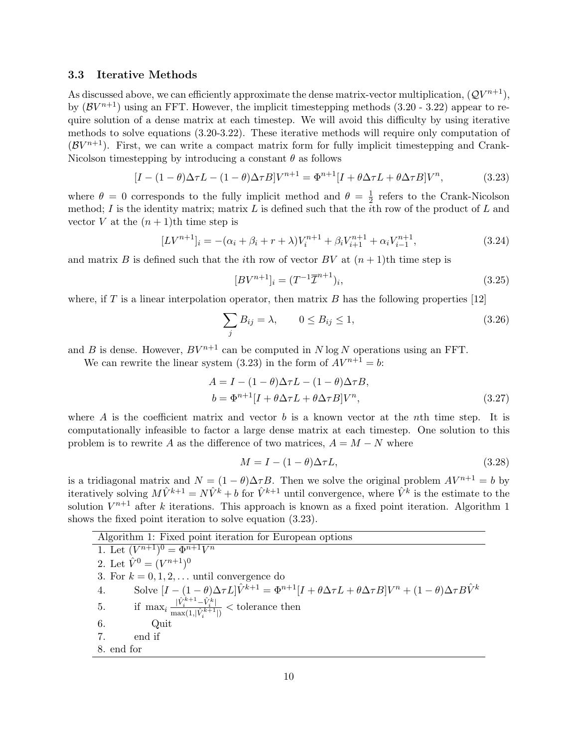### 3.3 Iterative Methods

As discussed above, we can efficiently approximate the dense matrix-vector multiplication, $(\mathcal{Q}V^{n+1})$, by $(\mathcal{B}V^{n+1})$ using an FFT. However, the implicit timestepping methods (3.20 - 3.22) appear to require solution of a dense matrix at each timestep. We will avoid this difficulty by using iterative methods to solve equations (3.20-3.22). These iterative methods will require only computation of $(\mathcal{B}V^{n+1})$. First, we can write a compact matrix form for fully implicit timestepping and Crank-Nicolson timestepping by introducing a constant $\theta$ as follows

$$[I - (1-\theta)\Delta\tau L - (1-\theta)\Delta\tau B]V^{n+1} = \Phi^{n+1}[I + \theta\Delta\tau L + \theta\Delta\tau B]V^n, \tag{3.23}$$

where $\theta = 0$ corresponds to the fully implicit method and $\theta = \frac{1}{2}$ refers to the Crank-Nicolson method; $I$ is the identity matrix; matrix $L$ is defined such that the $i$th row of the product of $L$ and vector $V$ at the $(n+1)$th time step is

$$[LV^{n+1}]_i = -(\alpha_i + \beta_i + r + \lambda)V_i^{n+1} + \beta_i V_{i+1}^{n+1} + \alpha_i V_{i-1}^{n+1}, \tag{3.24}$$

and matrix $B$ is defined such that the $i$th row of vector $BV$ at $(n+1)$th time step is

$$[BV^{n+1}]_i = (T^{-1}\overline{\mathcal{I}}^{n+1})_i, \tag{3.25}$$

where, if $T$ is a linear interpolation operator, then matrix $B$ has the following properties [12]

$$\sum_j B_{ij} = \lambda, \qquad 0 \le B_{ij} \le 1, \tag{3.26}$$

and $B$ is dense. However, $BV^{n+1}$ can be computed in $N \log N$ operations using an FFT.

We can rewrite the linear system (3.23) in the form of $AV^{n+1} = b$:

$$\begin{aligned} A &= I - (1-\theta)\Delta\tau L - (1-\theta)\Delta\tau B, \\ b &= \Phi^{n+1}[I + \theta\Delta\tau L + \theta\Delta\tau B]V^n, \end{aligned} \tag{3.27}$$

where $A$ is the coefficient matrix and vector $b$ is a known vector at the $n$th time step. It is computationally infeasible to factor a large dense matrix at each timestep. One solution to this problem is to rewrite $A$ as the difference of two matrices, $A = M - N$ where

$$M = I - (1-\theta)\Delta\tau L, \tag{3.28}$$

is a tridiagonal matrix and $N = (1-\theta)\Delta\tau B$. Then we solve the original problem $AV^{n+1} = b$ by iteratively solving $M\hat{V}^{k+1} = N\hat{V}^k + b$ for $\hat{V}^{k+1}$ until convergence, where $\hat{V}^k$ is the estimate to the solution $V^{n+1}$ after $k$ iterations. This approach is known as a fixed point iteration. Algorithm 1 shows the fixed point iteration to solve equation (3.23).

| Algorithm 1: Fixed point iteration for European options |
|---|
| 1. Let $(V^{n+1})^0 = \Phi^{n+1}V^n$ |
| 2. Let $\hat{V}^0 = (V^{n+1})^0$ |
| 3. For $k = 0, 1, 2, \ldots$ until convergence do |
| 4. Solve $[I - (1-\theta)\Delta\tau L]\hat{V}^{k+1} = \Phi^{n+1}[I + \theta\Delta\tau L + \theta\Delta\tau B]V^n + (1-\theta)\Delta\tau B\hat{V}^k$ |
| 5. if $\max_i \frac{\lvert\hat{V}_i^{k+1} - \hat{V}_i^k\rvert}{\max(1, \lvert\hat{V}_i^{k+1}\rvert)} <$ tolerance then |
| 6. Quit |
| 7. end if |
| 8. end for |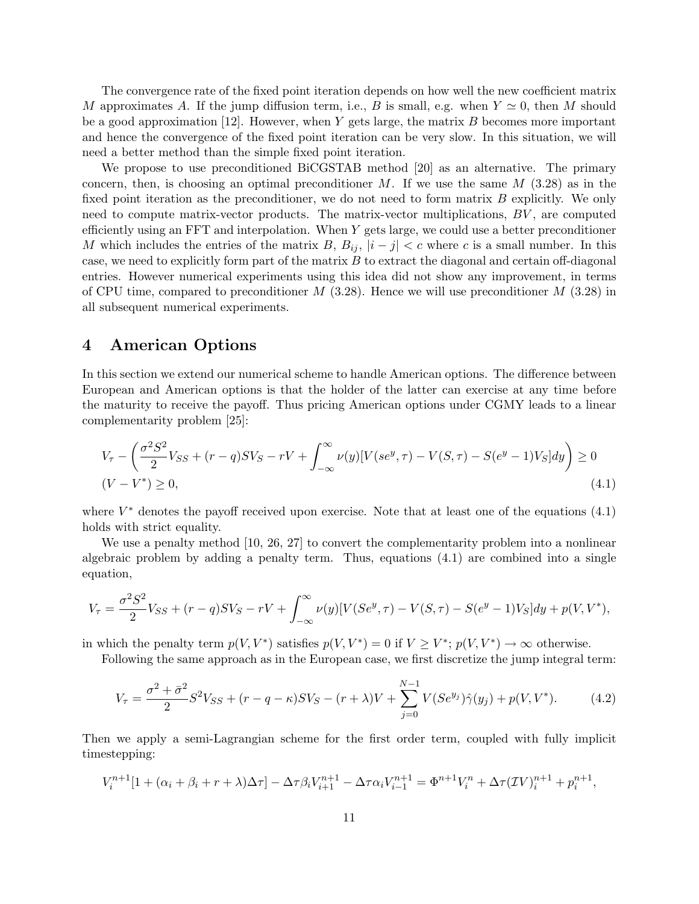The convergence rate of the fixed point iteration depends on how well the new coefficient matrix $M$ approximates $A$. If the jump diffusion term, i.e., $B$ is small, e.g. when $Y \simeq 0$, then $M$ should be a good approximation [12]. However, when $Y$ gets large, the matrix $B$ becomes more important and hence the convergence of the fixed point iteration can be very slow. In this situation, we will need a better method than the simple fixed point iteration.

We propose to use preconditioned BiCGSTAB method [20] as an alternative. The primary concern, then, is choosing an optimal preconditioner $M$. If we use the same $M$ (3.28) as in the fixed point iteration as the preconditioner, we do not need to form matrix $B$ explicitly. We only need to compute matrix-vector products. The matrix-vector multiplications, $BV$, are computed efficiently using an FFT and interpolation. When $Y$ gets large, we could use a better preconditioner $M$ which includes the entries of the matrix $B$, $B_{ij}$, $|i-j| < c$ where $c$ is a small number. In this case, we need to explicitly form part of the matrix $B$ to extract the diagonal and certain off-diagonal entries. However numerical experiments using this idea did not show any improvement, in terms of CPU time, compared to preconditioner $M$ (3.28). Hence we will use preconditioner $M$ (3.28) in all subsequent numerical experiments.

# 4 American Options

In this section we extend our numerical scheme to handle American options. The difference between European and American options is that the holder of the latter can exercise at any time before the maturity to receive the payoff. Thus pricing American options under CGMY leads to a linear complementarity problem [25]:

$$
\begin{aligned}
&V_\tau - \left( \frac{\sigma^2 S^2}{2} V_{SS} + (r-q) S V_S - rV + \int_{-\infty}^{\infty} \nu(y)[V(se^y, \tau) - V(S,\tau) - S(e^y - 1)V_S]dy \right) \geq 0 \\
&(V - V^*) \geq 0, \qquad\qquad\qquad\qquad\qquad\qquad\qquad\qquad\qquad\qquad\qquad\qquad\qquad\qquad\qquad (4.1)
\end{aligned}
$$

where $V^*$ denotes the payoff received upon exercise. Note that at least one of the equations (4.1) holds with strict equality.

We use a penalty method [10, 26, 27] to convert the complementarity problem into a nonlinear algebraic problem by adding a penalty term. Thus, equations (4.1) are combined into a single equation,

$$
V_\tau = \frac{\sigma^2 S^2}{2} V_{SS} + (r-q) S V_S - rV + \int_{-\infty}^{\infty} \nu(y)[V(Se^y, \tau) - V(S,\tau) - S(e^y - 1)V_S]dy + p(V, V^*),
$$

in which the penalty term $p(V, V^*)$ satisfies $p(V, V^*) = 0$ if $V \geq V^*$; $p(V, V^*) \to \infty$ otherwise.

Following the same approach as in the European case, we first discretize the jump integral term:

$$
V_\tau = \frac{\sigma^2 + \bar{\sigma}^2}{2} S^2 V_{SS} + (r - q - \kappa) S V_S - (r + \lambda) V + \sum_{j=0}^{N-1} V(Se^{y_j}) \hat{\gamma}(y_j) + p(V, V^*). \tag{4.2}
$$

Then we apply a semi-Lagrangian scheme for the first order term, coupled with fully implicit timestepping:

$$
V_i^{n+1}[1 + (\alpha_i + \beta_i + r + \lambda)\Delta\tau] - \Delta\tau \beta_i V_{i+1}^{n+1} - \Delta\tau \alpha_i V_{i-1}^{n+1} = \Phi^{n+1} V_i^n + \Delta\tau (\mathcal{I}V)_i^{n+1} + p_i^{n+1},
$$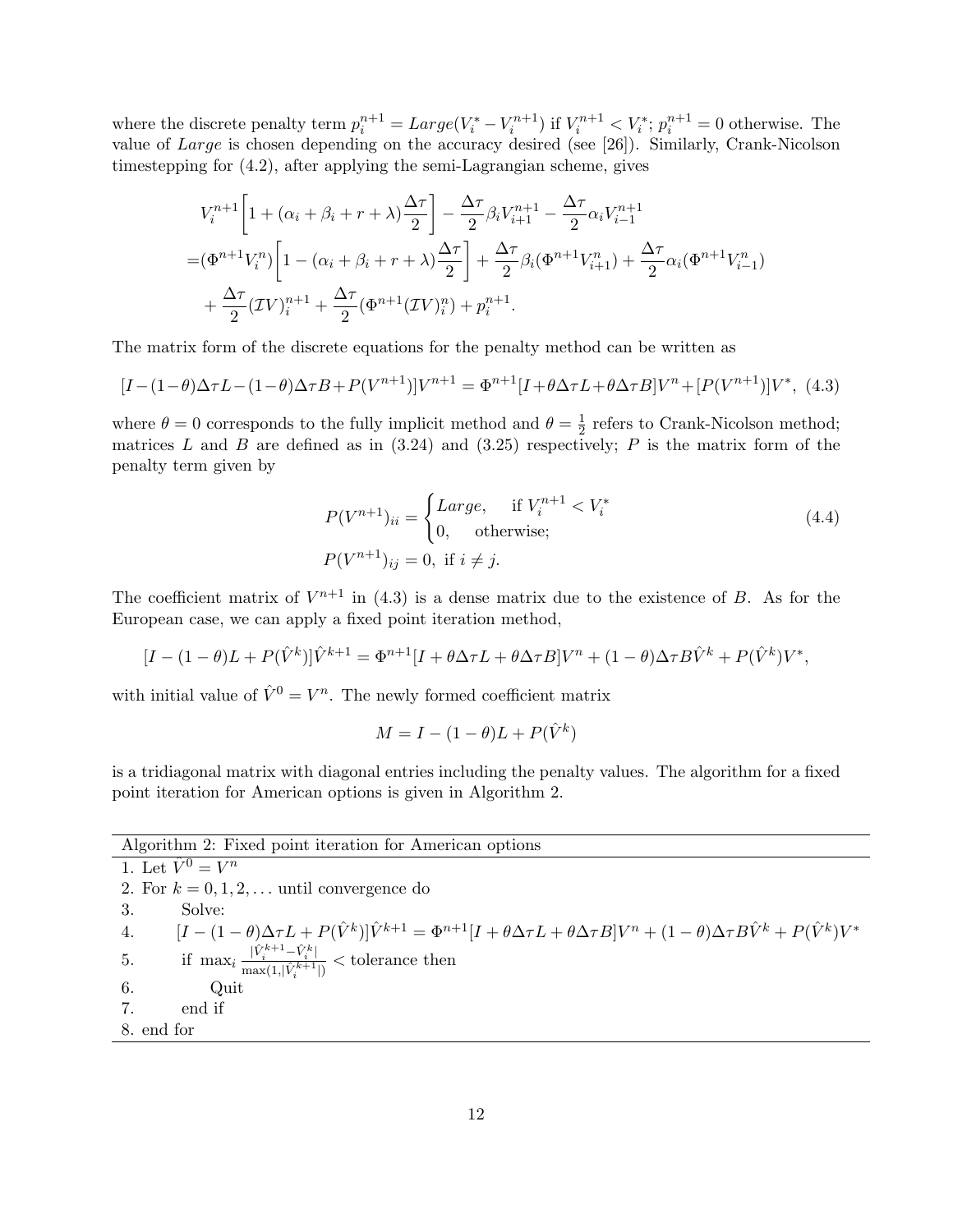where the discrete penalty term $p_i^{n+1} = Large(V_i^* - V_i^{n+1})$ if $V_i^{n+1} < V_i^*$; $p_i^{n+1} = 0$ otherwise. The value of *Large* is chosen depending on the accuracy desired (see [26]). Similarly, Crank-Nicolson timestepping for (4.2), after applying the semi-Lagrangian scheme, gives

$$
\begin{aligned}
& V_i^{n+1}\left[1 + (\alpha_i + \beta_i + r + \lambda)\frac{\Delta\tau}{2}\right] - \frac{\Delta\tau}{2}\beta_i V_{i+1}^{n+1} - \frac{\Delta\tau}{2}\alpha_i V_{i-1}^{n+1} \\
=& (\Phi^{n+1}V_i^n)\left[1 - (\alpha_i + \beta_i + r + \lambda)\frac{\Delta\tau}{2}\right] + \frac{\Delta\tau}{2}\beta_i(\Phi^{n+1}V_{i+1}^n) + \frac{\Delta\tau}{2}\alpha_i(\Phi^{n+1}V_{i-1}^n) \\
& + \frac{\Delta\tau}{2}(\mathcal{I}V)_i^{n+1} + \frac{\Delta\tau}{2}(\Phi^{n+1}(\mathcal{I}V)_i^n) + p_i^{n+1}.
\end{aligned}
$$

The matrix form of the discrete equations for the penalty method can be written as

$$
[I - (1-\theta)\Delta\tau L - (1-\theta)\Delta\tau B + P(V^{n+1})]V^{n+1} = \Phi^{n+1}[I + \theta\Delta\tau L + \theta\Delta\tau B]V^n + [P(V^{n+1})]V^*, \quad (4.3)
$$

where $\theta = 0$ corresponds to the fully implicit method and $\theta = \frac{1}{2}$ refers to Crank-Nicolson method; matrices $L$ and $B$ are defined as in (3.24) and (3.25) respectively; $P$ is the matrix form of the penalty term given by

$$
\begin{aligned}
& P(V^{n+1})_{ii} = \begin{cases} Large, & \text{if } V_i^{n+1} < V_i^* \\ 0, & \text{otherwise;} \end{cases} \\
& P(V^{n+1})_{ij} = 0, \ \text{if } i \neq j.
\end{aligned} \quad (4.4)
$$

The coefficient matrix of $V^{n+1}$ in (4.3) is a dense matrix due to the existence of $B$. As for the European case, we can apply a fixed point iteration method,

$$
[I - (1-\theta)L + P(\hat{V}^k)]\hat{V}^{k+1} = \Phi^{n+1}[I + \theta\Delta\tau L + \theta\Delta\tau B]V^n + (1-\theta)\Delta\tau B\hat{V}^k + P(\hat{V}^k)V^*,
$$

with initial value of $\hat{V}^0 = V^n$. The newly formed coefficient matrix

$$
M = I - (1-\theta)L + P(\hat{V}^k)
$$

is a tridiagonal matrix with diagonal entries including the penalty values. The algorithm for a fixed point iteration for American options is given in Algorithm 2.

| Algorithm 2: Fixed point iteration for American options |
|---|
| 1. Let $\hat{V}^0 = V^n$ |
| 2. For $k = 0, 1, 2, \ldots$ until convergence do |
| 3. Solve: |
| 4. $[I - (1-\theta)\Delta\tau L + P(\hat{V}^k)]\hat{V}^{k+1} = \Phi^{n+1}[I + \theta\Delta\tau L + \theta\Delta\tau B]V^n + (1-\theta)\Delta\tau B\hat{V}^k + P(\hat{V}^k)V^*$ |
| 5. if $\max_i \frac{\lvert\hat{V}_i^{k+1} - \hat{V}_i^k\rvert}{\max(1, \lvert\hat{V}_i^{k+1}\rvert)} <$ tolerance then |
| 6. Quit |
| 7. end if |
| 8. end for |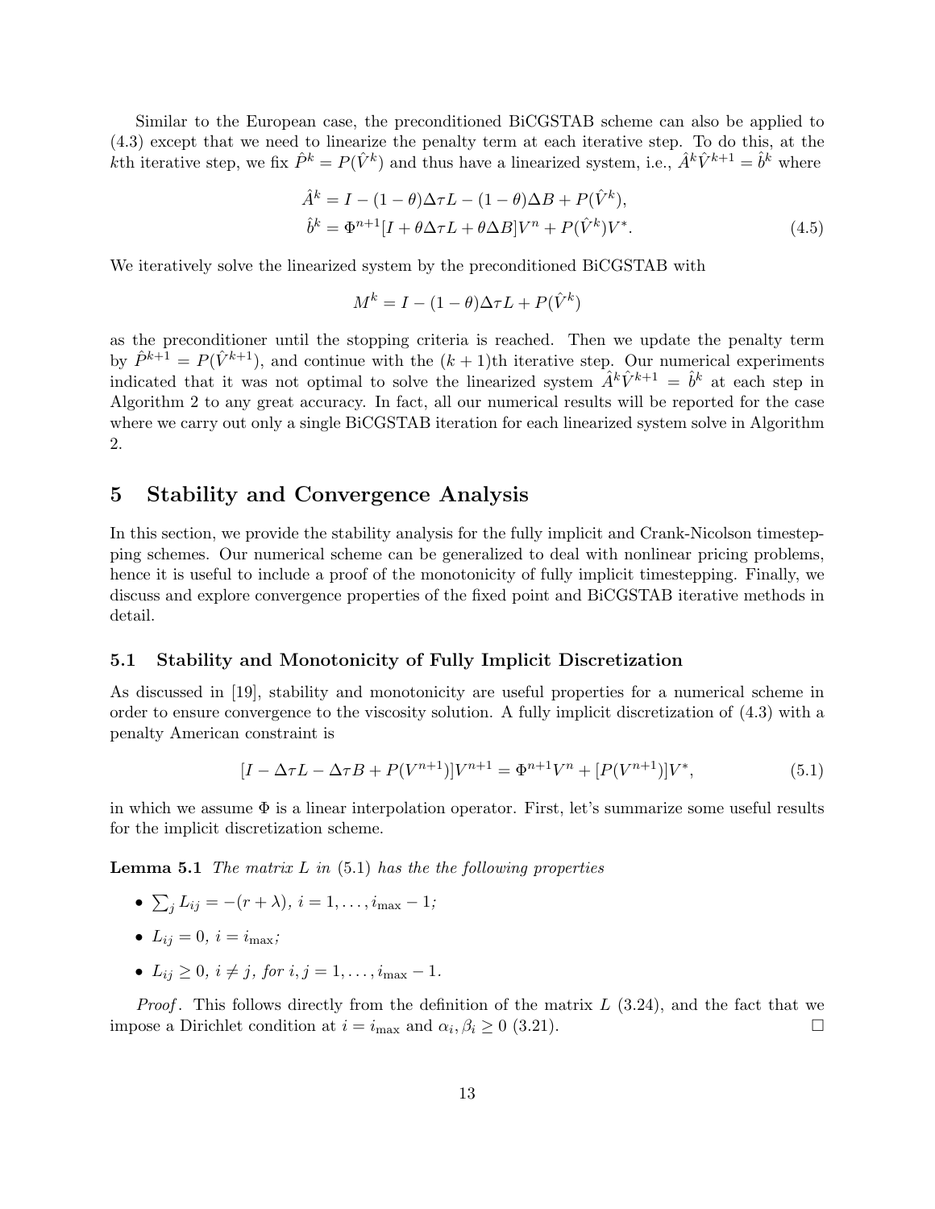Similar to the European case, the preconditioned BiCGSTAB scheme can also be applied to (4.3) except that we need to linearize the penalty term at each iterative step. To do this, at the $k$th iterative step, we fix $\hat{P}^k = P(\hat{V}^k)$ and thus have a linearized system, i.e., $\hat{A}^k \hat{V}^{k+1} = \hat{b}^k$ where

$$
\begin{aligned}
\hat{A}^k &= I - (1-\theta)\Delta\tau L - (1-\theta)\Delta B + P(\hat{V}^k), \\
\hat{b}^k &= \Phi^{n+1}[I + \theta\Delta\tau L + \theta\Delta B]V^n + P(\hat{V}^k)V^*.
\end{aligned}
\tag{4.5}
$$

We iteratively solve the linearized system by the preconditioned BiCGSTAB with

$$
M^k = I - (1-\theta)\Delta\tau L + P(\hat{V}^k)
$$

as the preconditioner until the stopping criteria is reached. Then we update the penalty term by $\hat{P}^{k+1} = P(\hat{V}^{k+1})$, and continue with the $(k+1)$th iterative step. Our numerical experiments indicated that it was not optimal to solve the linearized system $\hat{A}^k \hat{V}^{k+1} = \hat{b}^k$ at each step in Algorithm 2 to any great accuracy. In fact, all our numerical results will be reported for the case where we carry out only a single BiCGSTAB iteration for each linearized system solve in Algorithm 2.

# 5 Stability and Convergence Analysis

In this section, we provide the stability analysis for the fully implicit and Crank-Nicolson timestepping schemes. Our numerical scheme can be generalized to deal with nonlinear pricing problems, hence it is useful to include a proof of the monotonicity of fully implicit timestepping. Finally, we discuss and explore convergence properties of the fixed point and BiCGSTAB iterative methods in detail.

## 5.1 Stability and Monotonicity of Fully Implicit Discretization

As discussed in [19], stability and monotonicity are useful properties for a numerical scheme in order to ensure convergence to the viscosity solution. A fully implicit discretization of (4.3) with a penalty American constraint is

$$
[I - \Delta\tau L - \Delta\tau B + P(V^{n+1})]V^{n+1} = \Phi^{n+1}V^n + [P(V^{n+1})]V^*,
\tag{5.1}
$$

in which we assume $\Phi$ is a linear interpolation operator. First, let's summarize some useful results for the implicit discretization scheme.

**Lemma 5.1** *The matrix $L$ in (5.1) has the the following properties*

- $\sum_j L_{ij} = -(r+\lambda)$, $i = 1, \ldots, i_{\max} - 1$;
- $L_{ij} = 0$, $i = i_{\max}$;
- $L_{ij} \geq 0$, $i \neq j$, *for* $i, j = 1, \ldots, i_{\max} - 1$.

*Proof*. This follows directly from the definition of the matrix $L$ (3.24), and the fact that we impose a Dirichlet condition at $i = i_{\max}$ and $\alpha_i, \beta_i \geq 0$ (3.21). □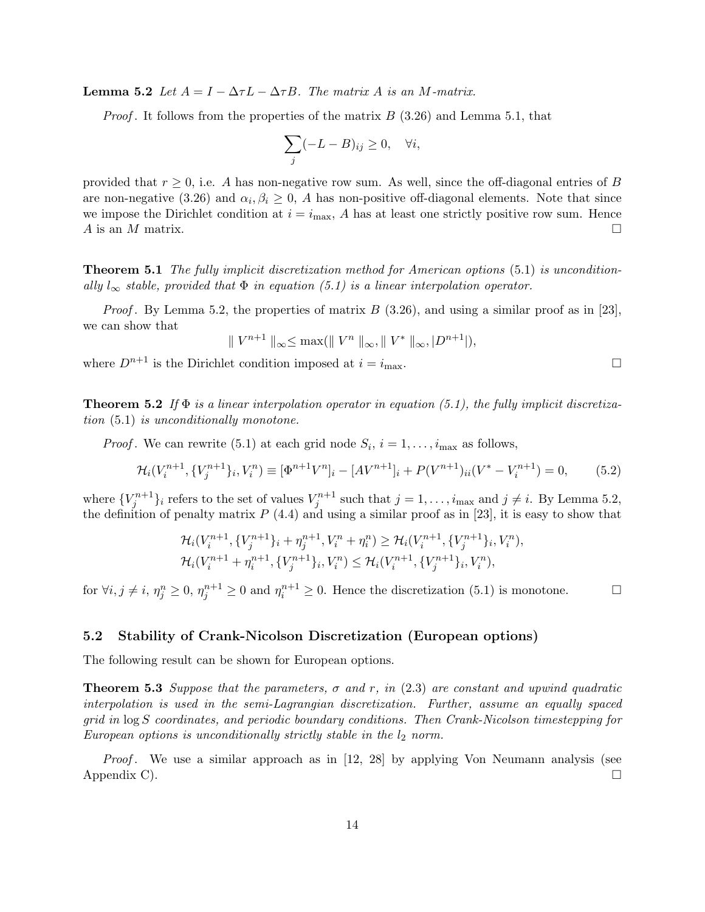**Lemma 5.2** *Let $A = I - \Delta\tau L - \Delta\tau B$. The matrix $A$ is an $M$-matrix.*

*Proof*. It follows from the properties of the matrix $B$ (3.26) and Lemma 5.1, that

$$\sum_j (-L - B)_{ij} \geq 0, \quad \forall i,$$

provided that $r \geq 0$, i.e. $A$ has non-negative row sum. As well, since the off-diagonal entries of $B$ are non-negative (3.26) and $\alpha_i, \beta_i \geq 0$, $A$ has non-positive off-diagonal elements. Note that since we impose the Dirichlet condition at $i = i_{\max}$, $A$ has at least one strictly positive row sum. Hence $A$ is an $M$ matrix. □

**Theorem 5.1** *The fully implicit discretization method for American options* (5.1) *is unconditionally $l_\infty$ stable, provided that $\Phi$ in equation (5.1) is a linear interpolation operator.*

*Proof*. By Lemma 5.2, the properties of matrix $B$ (3.26), and using a similar proof as in [23], we can show that

$$\| V^{n+1} \|_\infty \leq \max(\| V^n \|_\infty, \| V^* \|_\infty, |D^{n+1}|),$$

where $D^{n+1}$ is the Dirichlet condition imposed at $i = i_{\max}$. □

**Theorem 5.2** *If $\Phi$ is a linear interpolation operator in equation (5.1), the fully implicit discretization* (5.1) *is unconditionally monotone.*

*Proof*. We can rewrite (5.1) at each grid node $S_i$, $i = 1, \ldots, i_{\max}$ as follows,

$$\mathcal{H}_i(V_i^{n+1}, \{V_j^{n+1}\}_i, V_i^n) \equiv [\Phi^{n+1} V^n]_i - [AV^{n+1}]_i + P(V^{n+1})_{ii}(V^* - V_i^{n+1}) = 0, \qquad (5.2)$$

where $\{V_j^{n+1}\}_i$ refers to the set of values $V_j^{n+1}$ such that $j = 1, \ldots, i_{\max}$ and $j \neq i$. By Lemma 5.2, the definition of penalty matrix $P$ (4.4) and using a similar proof as in [23], it is easy to show that

$$\begin{aligned}
&\mathcal{H}_i(V_i^{n+1}, \{V_j^{n+1}\}_i + \eta_j^{n+1}, V_i^n + \eta_i^n) \geq \mathcal{H}_i(V_i^{n+1}, \{V_j^{n+1}\}_i, V_i^n), \\
&\mathcal{H}_i(V_i^{n+1} + \eta_i^{n+1}, \{V_j^{n+1}\}_i, V_i^n) \leq \mathcal{H}_i(V_i^{n+1}, \{V_j^{n+1}\}_i, V_i^n),
\end{aligned}$$

for $\forall i, j \neq i$, $\eta_j^n \geq 0$, $\eta_j^{n+1} \geq 0$ and $\eta_i^{n+1} \geq 0$. Hence the discretization (5.1) is monotone. □

## 5.2 Stability of Crank-Nicolson Discretization (European options)

The following result can be shown for European options.

**Theorem 5.3** *Suppose that the parameters, $\sigma$ and $r$, in* (2.3) *are constant and upwind quadratic interpolation is used in the semi-Lagrangian discretization. Further, assume an equally spaced grid in $\log S$ coordinates, and periodic boundary conditions. Then Crank-Nicolson timestepping for European options is unconditionally strictly stable in the $l_2$ norm.*

*Proof*. We use a similar approach as in [12, 28] by applying Von Neumann analysis (see Appendix C). □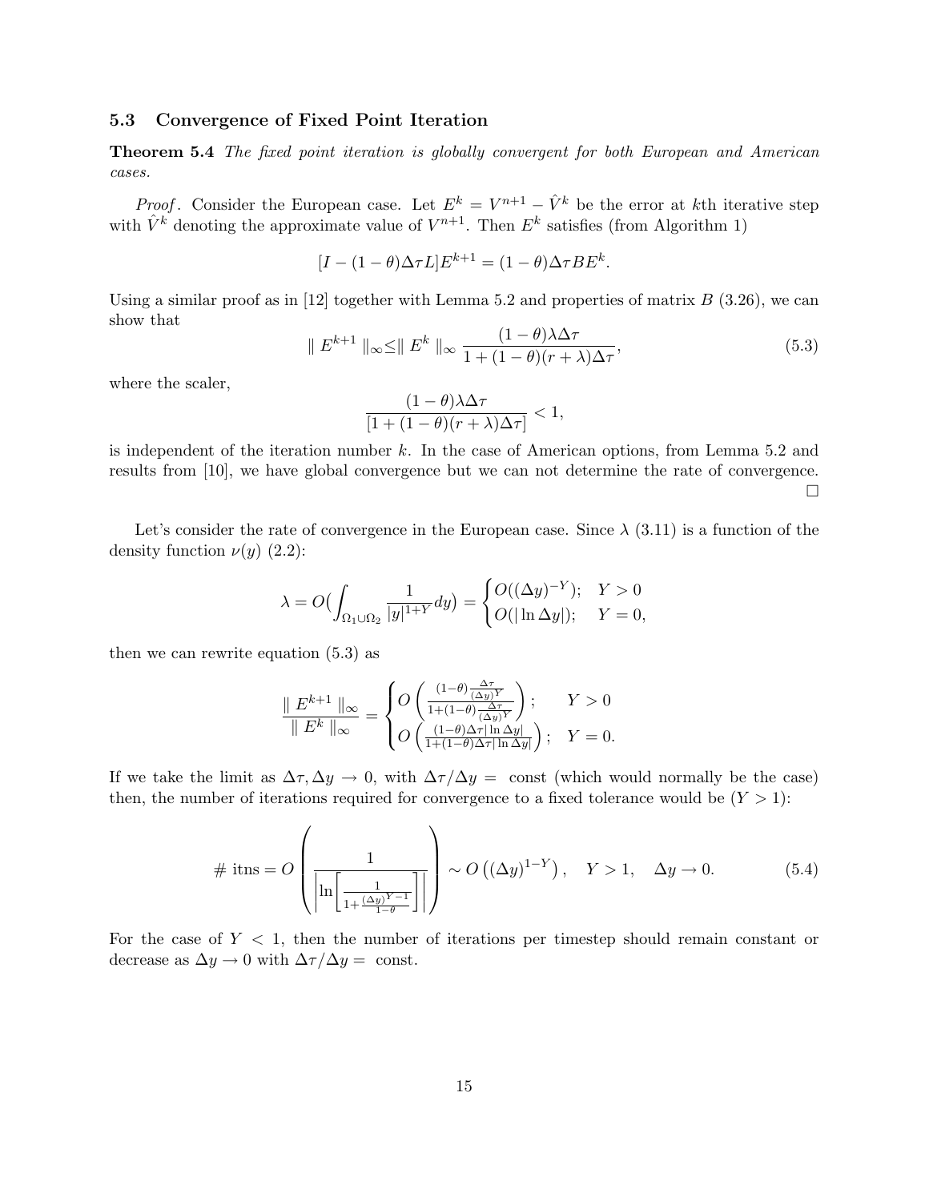### 5.3 Convergence of Fixed Point Iteration

**Theorem 5.4** *The fixed point iteration is globally convergent for both European and American cases.*

*Proof*. Consider the European case. Let $E^k = V^{n+1} - \hat{V}^k$ be the error at $k$th iterative step with $\hat{V}^k$ denoting the approximate value of $V^{n+1}$. Then $E^k$ satisfies (from Algorithm 1)

$$[I - (1-\theta)\Delta\tau L]E^{k+1} = (1-\theta)\Delta\tau B E^k.$$

Using a similar proof as in [12] together with Lemma 5.2 and properties of matrix $B$ (3.26), we can show that

$$\| E^{k+1} \|_\infty \leq \| E^k \|_\infty \frac{(1-\theta)\lambda\Delta\tau}{1 + (1-\theta)(r+\lambda)\Delta\tau}, \tag{5.3}$$

where the scaler,

$$\frac{(1-\theta)\lambda\Delta\tau}{[1 + (1-\theta)(r+\lambda)\Delta\tau]} < 1,$$

is independent of the iteration number $k$. In the case of American options, from Lemma 5.2 and results from [10], we have global convergence but we can not determine the rate of convergence. □

Let's consider the rate of convergence in the European case. Since $\lambda$ (3.11) is a function of the density function $\nu(y)$ (2.2):

$$\lambda = O\Big(\int_{\Omega_1 \cup \Omega_2} \frac{1}{|y|^{1+Y}} dy\Big) = \begin{cases} O((\Delta y)^{-Y}); & Y > 0 \\ O(|\ln \Delta y|); & Y = 0, \end{cases}$$

then we can rewrite equation (5.3) as

$$\frac{\| E^{k+1} \|_\infty}{\| E^k \|_\infty} = \begin{cases} O\left( \frac{(1-\theta)\frac{\Delta\tau}{(\Delta y)^Y}}{1 + (1-\theta)\frac{\Delta\tau}{(\Delta y)^Y}} \right); & Y > 0 \\ O\left( \frac{(1-\theta)\Delta\tau |\ln \Delta y|}{1 + (1-\theta)\Delta\tau |\ln \Delta y|} \right); & Y = 0. \end{cases}$$

If we take the limit as $\Delta\tau, \Delta y \to 0$, with $\Delta\tau/\Delta y =$ const (which would normally be the case) then, the number of iterations required for convergence to a fixed tolerance would be ($Y > 1$):

$$\#\text{ itns} = O\left( \frac{1}{\left| \ln\left[ \frac{1}{1 + \frac{(\Delta y)^{Y-1}}{1-\theta}} \right] \right|} \right) \sim O\left( (\Delta y)^{1-Y} \right), \quad Y > 1, \quad \Delta y \to 0. \tag{5.4}$$

For the case of $Y < 1$, then the number of iterations per timestep should remain constant or decrease as $\Delta y \to 0$ with $\Delta\tau/\Delta y =$ const.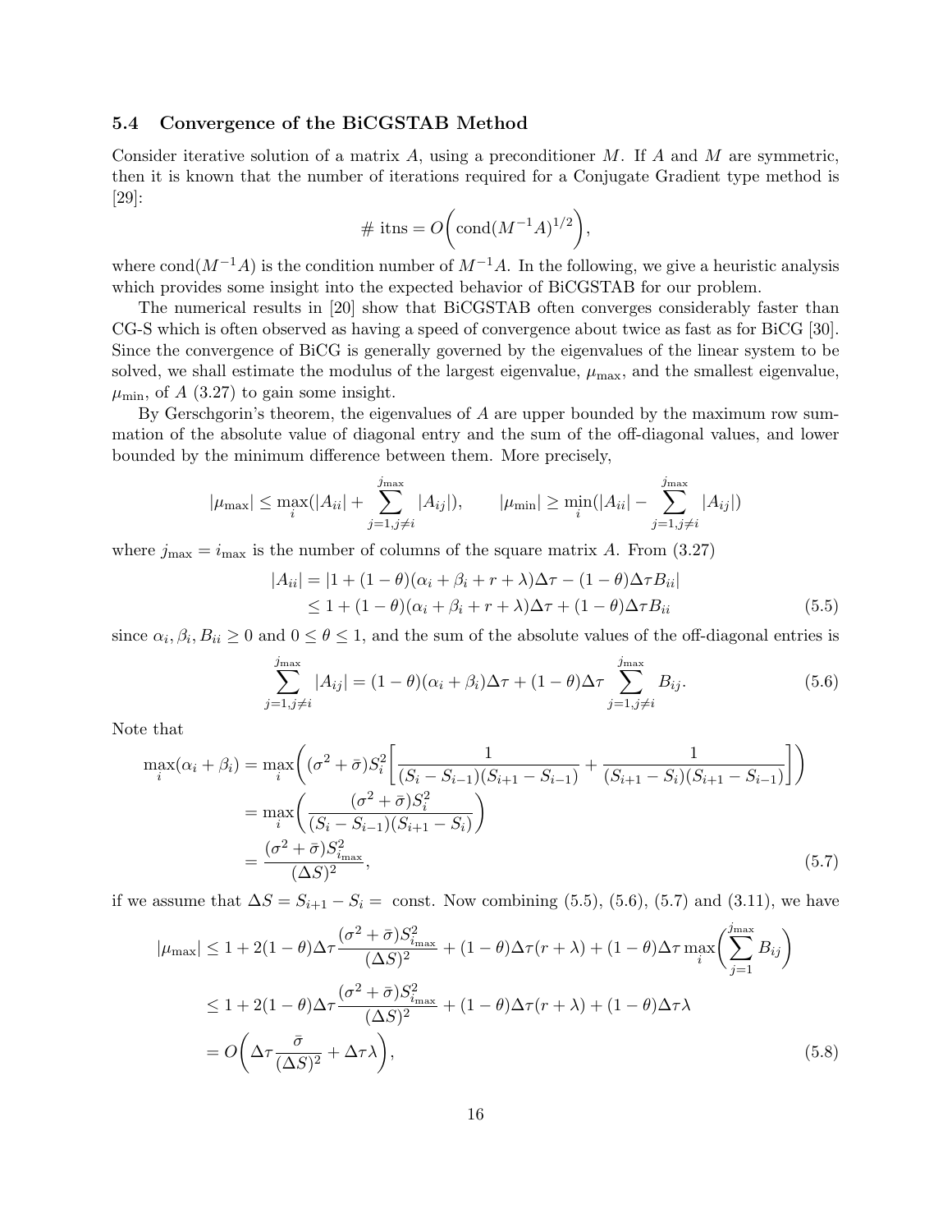### 5.4 Convergence of the BiCGSTAB Method

Consider iterative solution of a matrix $A$, using a preconditioner $M$. If $A$ and $M$ are symmetric, then it is known that the number of iterations required for a Conjugate Gradient type method is [29]:

$$\#\text{ itns} = O\bigg(\text{cond}(M^{-1}A)^{1/2}\bigg),$$

where $\text{cond}(M^{-1}A)$ is the condition number of $M^{-1}A$. In the following, we give a heuristic analysis which provides some insight into the expected behavior of BiCGSTAB for our problem.

The numerical results in [20] show that BiCGSTAB often converges considerably faster than CG-S which is often observed as having a speed of convergence about twice as fast as for BiCG [30]. Since the convergence of BiCG is generally governed by the eigenvalues of the linear system to be solved, we shall estimate the modulus of the largest eigenvalue, $\mu_{\max}$, and the smallest eigenvalue, $\mu_{\min}$, of $A$ (3.27) to gain some insight.

By Gerschgorin's theorem, the eigenvalues of $A$ are upper bounded by the maximum row summation of the absolute value of diagonal entry and the sum of the off-diagonal values, and lower bounded by the minimum difference between them. More precisely,

$$|\mu_{\max}| \leq \max_i(|A_{ii}| + \sum_{j=1, j\neq i}^{j_{\max}} |A_{ij}|), \qquad |\mu_{\min}| \geq \min_i(|A_{ii}| - \sum_{j=1, j\neq i}^{j_{\max}} |A_{ij}|)$$

where $j_{\max} = i_{\max}$ is the number of columns of the square matrix $A$. From (3.27)

$$\begin{aligned}|A_{ii}| &= |1 + (1-\theta)(\alpha_i + \beta_i + r + \lambda)\Delta\tau - (1-\theta)\Delta\tau B_{ii}| \\ &\leq 1 + (1-\theta)(\alpha_i + \beta_i + r + \lambda)\Delta\tau + (1-\theta)\Delta\tau B_{ii} \end{aligned} \tag{5.5}$$

since $\alpha_i, \beta_i, B_{ii} \geq 0$ and $0 \leq \theta \leq 1$, and the sum of the absolute values of the off-diagonal entries is

$$\sum_{j=1, j\neq i}^{j_{\max}} |A_{ij}| = (1-\theta)(\alpha_i + \beta_i)\Delta\tau + (1-\theta)\Delta\tau \sum_{j=1, j\neq i}^{j_{\max}} B_{ij}. \tag{5.6}$$

Note that

$$\begin{aligned}\max_i(\alpha_i + \beta_i) &= \max_i\bigg((\sigma^2 + \bar{\sigma})S_i^2\bigg[\frac{1}{(S_i - S_{i-1})(S_{i+1} - S_{i-1})} + \frac{1}{(S_{i+1} - S_i)(S_{i+1} - S_{i-1})}\bigg]\bigg) \\ &= \max_i\bigg(\frac{(\sigma^2 + \bar{\sigma})S_i^2}{(S_i - S_{i-1})(S_{i+1} - S_i)}\bigg) \\ &= \frac{(\sigma^2 + \bar{\sigma})S_{i_{\max}}^2}{(\Delta S)^2}, \end{aligned} \tag{5.7}$$

if we assume that $\Delta S = S_{i+1} - S_i =$ const. Now combining (5.5), (5.6), (5.7) and (3.11), we have

$$\begin{aligned}|\mu_{\max}| &\leq 1 + 2(1-\theta)\Delta\tau\frac{(\sigma^2 + \bar{\sigma})S_{i_{\max}}^2}{(\Delta S)^2} + (1-\theta)\Delta\tau(r + \lambda) + (1-\theta)\Delta\tau\max_i\bigg(\sum_{j=1}^{j_{\max}} B_{ij}\bigg) \\ &\leq 1 + 2(1-\theta)\Delta\tau\frac{(\sigma^2 + \bar{\sigma})S_{i_{\max}}^2}{(\Delta S)^2} + (1-\theta)\Delta\tau(r + \lambda) + (1-\theta)\Delta\tau\lambda \\ &= O\bigg(\Delta\tau\frac{\bar{\sigma}}{(\Delta S)^2} + \Delta\tau\lambda\bigg), \end{aligned} \tag{5.8}$$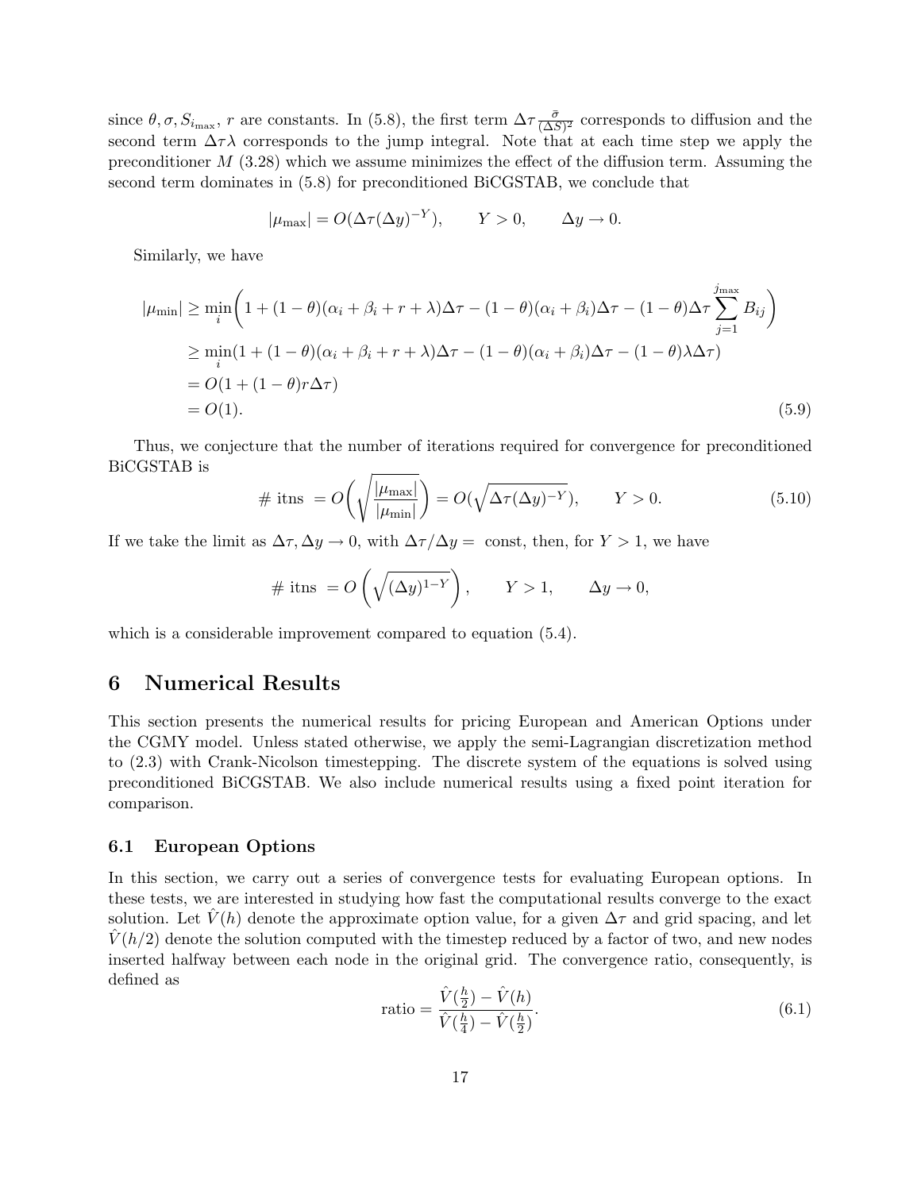since $\theta, \sigma, S_{i_{\max}}, r$ are constants. In (5.8), the first term $\Delta\tau \frac{\bar{\sigma}}{(\Delta S)^2}$ corresponds to diffusion and the second term $\Delta\tau\lambda$ corresponds to the jump integral. Note that at each time step we apply the preconditioner $M$ (3.28) which we assume minimizes the effect of the diffusion term. Assuming the second term dominates in (5.8) for preconditioned BiCGSTAB, we conclude that

$$|\mu_{\max}| = O(\Delta\tau(\Delta y)^{-Y}), \qquad Y > 0, \qquad \Delta y \to 0.$$

Similarly, we have

$$\begin{aligned}
|\mu_{\min}| &\geq \min_i \left( 1 + (1-\theta)(\alpha_i + \beta_i + r + \lambda)\Delta\tau - (1-\theta)(\alpha_i + \beta_i)\Delta\tau - (1-\theta)\Delta\tau \sum_{j=1}^{j_{\max}} B_{ij} \right) \\
&\geq \min_i (1 + (1-\theta)(\alpha_i + \beta_i + r + \lambda)\Delta\tau - (1-\theta)(\alpha_i + \beta_i)\Delta\tau - (1-\theta)\lambda\Delta\tau) \\
&= O(1 + (1-\theta)r\Delta\tau) \\
&= O(1).
\end{aligned} \tag{5.9}$$

Thus, we conjecture that the number of iterations required for convergence for preconditioned BiCGSTAB is

$$\#\text{ itns } = O\left(\sqrt{\frac{|\mu_{\max}|}{|\mu_{\min}|}}\right) = O(\sqrt{\Delta\tau(\Delta y)^{-Y}}), \qquad Y > 0. \tag{5.10}$$

If we take the limit as $\Delta\tau, \Delta y \to 0$, with $\Delta\tau/\Delta y =$ const, then, for $Y > 1$, we have

$$\#\text{ itns } = O\left(\sqrt{(\Delta y)^{1-Y}}\right), \qquad Y > 1, \qquad \Delta y \to 0,$$

which is a considerable improvement compared to equation (5.4).

# 6 Numerical Results

This section presents the numerical results for pricing European and American Options under the CGMY model. Unless stated otherwise, we apply the semi-Lagrangian discretization method to (2.3) with Crank-Nicolson timestepping. The discrete system of the equations is solved using preconditioned BiCGSTAB. We also include numerical results using a fixed point iteration for comparison.

## 6.1 European Options

In this section, we carry out a series of convergence tests for evaluating European options. In these tests, we are interested in studying how fast the computational results converge to the exact solution. Let $\hat{V}(h)$ denote the approximate option value, for a given $\Delta\tau$ and grid spacing, and let $\hat{V}(h/2)$ denote the solution computed with the timestep reduced by a factor of two, and new nodes inserted halfway between each node in the original grid. The convergence ratio, consequently, is defined as

$$\text{ratio} = \frac{\hat{V}(\frac{h}{2}) - \hat{V}(h)}{\hat{V}(\frac{h}{4}) - \hat{V}(\frac{h}{2})}. \tag{6.1}$$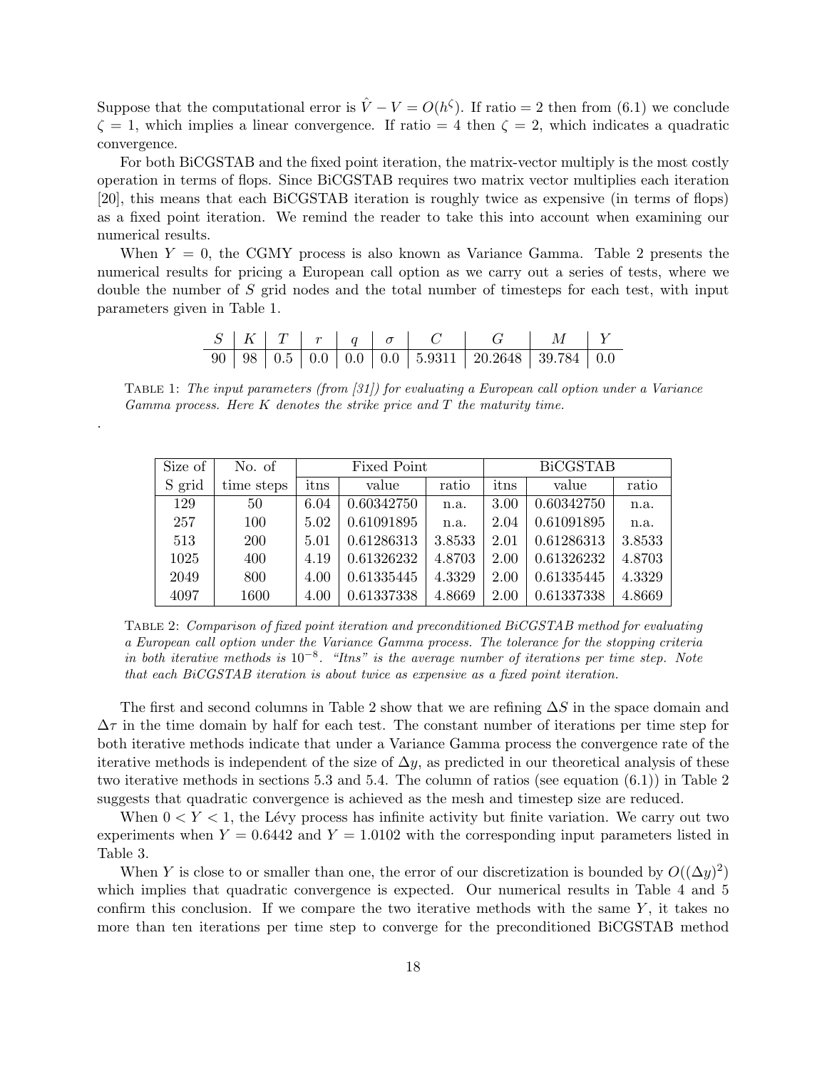Suppose that the computational error is $\hat{V} - V = O(h^{\zeta})$. If ratio = 2 then from (6.1) we conclude $\zeta = 1$, which implies a linear convergence. If ratio = 4 then $\zeta = 2$, which indicates a quadratic convergence.

For both BiCGSTAB and the fixed point iteration, the matrix-vector multiply is the most costly operation in terms of flops. Since BiCGSTAB requires two matrix vector multiplies each iteration [20], this means that each BiCGSTAB iteration is roughly twice as expensive (in terms of flops) as a fixed point iteration. We remind the reader to take this into account when examining our numerical results.

When $Y = 0$, the CGMY process is also known as Variance Gamma. Table 2 presents the numerical results for pricing a European call option as we carry out a series of tests, where we double the number of $S$ grid nodes and the total number of timesteps for each test, with input parameters given in Table 1.

| $S$ | $K$ | $T$ | $r$ | $q$ | $\sigma$ | $C$ | $G$ | $M$ | $Y$ |
|---|---|---|---|---|---|---|---|---|---|
| 90 | 98 | 0.5 | 0.0 | 0.0 | 0.0 | 5.9311 | 20.2648 | 39.784 | 0.0 |

Table 1: *The input parameters (from [31]) for evaluating a European call option under a Variance Gamma process. Here K denotes the strike price and T the maturity time.*

.

| Size of S grid | No. of time steps | Fixed Point | | | BiCGSTAB | | |
|---|---|---|---|---|---|---|---|
| | | itns | value | ratio | itns | value | ratio |
| 129 | 50 | 6.04 | 0.60342750 | n.a. | 3.00 | 0.60342750 | n.a. |
| 257 | 100 | 5.02 | 0.61091895 | n.a. | 2.04 | 0.61091895 | n.a. |
| 513 | 200 | 5.01 | 0.61286313 | 3.8533 | 2.01 | 0.61286313 | 3.8533 |
| 1025 | 400 | 4.19 | 0.61326232 | 4.8703 | 2.00 | 0.61326232 | 4.8703 |
| 2049 | 800 | 4.00 | 0.61335445 | 4.3329 | 2.00 | 0.61335445 | 4.3329 |
| 4097 | 1600 | 4.00 | 0.61337338 | 4.8669 | 2.00 | 0.61337338 | 4.8669 |

Table 2: *Comparison of fixed point iteration and preconditioned BiCGSTAB method for evaluating a European call option under the Variance Gamma process. The tolerance for the stopping criteria in both iterative methods is $10^{-8}$. "Itns" is the average number of iterations per time step. Note that each BiCGSTAB iteration is about twice as expensive as a fixed point iteration.*

The first and second columns in Table 2 show that we are refining $\Delta S$ in the space domain and $\Delta\tau$ in the time domain by half for each test. The constant number of iterations per time step for both iterative methods indicate that under a Variance Gamma process the convergence rate of the iterative methods is independent of the size of $\Delta y$, as predicted in our theoretical analysis of these two iterative methods in sections 5.3 and 5.4. The column of ratios (see equation (6.1)) in Table 2 suggests that quadratic convergence is achieved as the mesh and timestep size are reduced.

When $0 < Y < 1$, the Lévy process has infinite activity but finite variation. We carry out two experiments when $Y = 0.6442$ and $Y = 1.0102$ with the corresponding input parameters listed in Table 3.

When $Y$ is close to or smaller than one, the error of our discretization is bounded by $O((\Delta y)^2)$ which implies that quadratic convergence is expected. Our numerical results in Table 4 and 5 confirm this conclusion. If we compare the two iterative methods with the same $Y$, it takes no more than ten iterations per time step to converge for the preconditioned BiCGSTAB method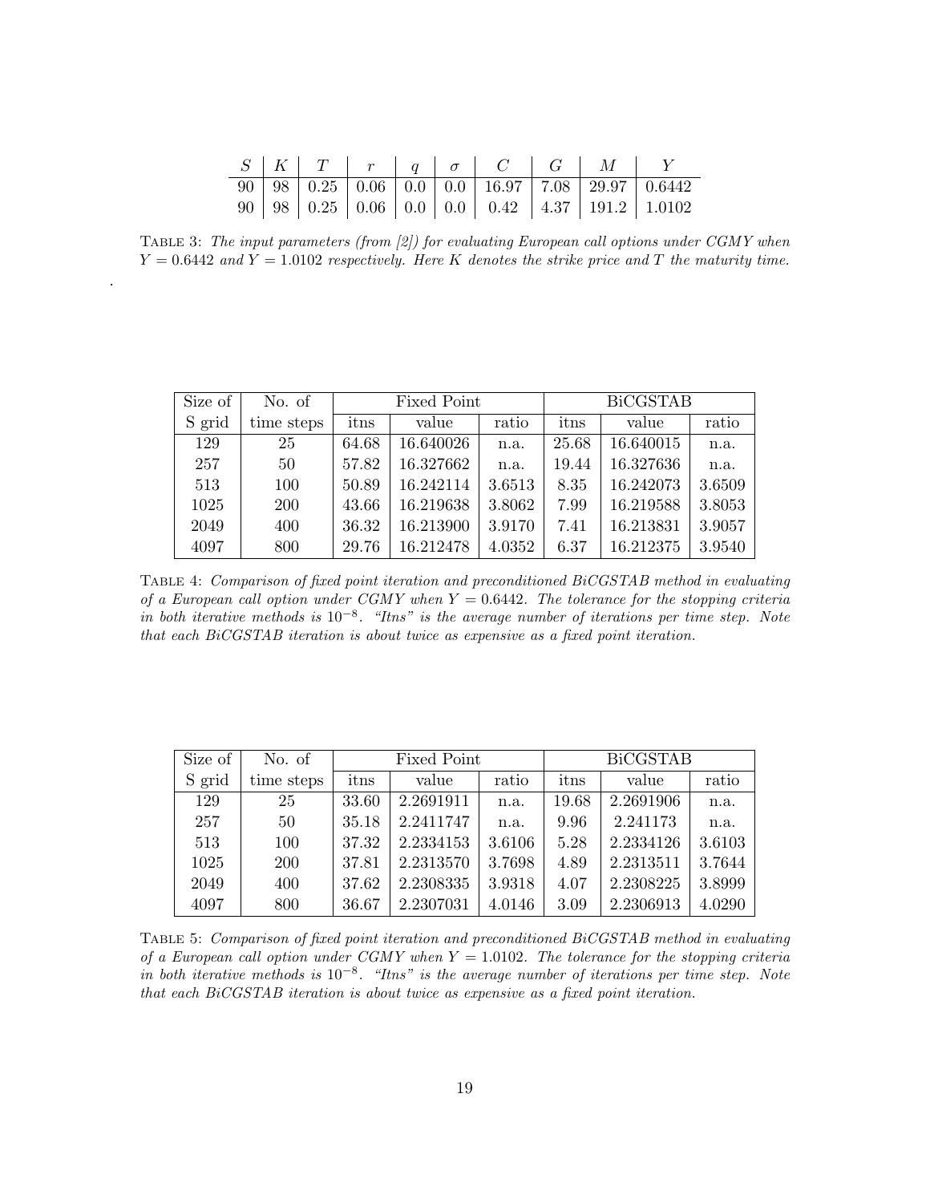| $S$ | $K$ | $T$ | $r$ | $q$ | $\sigma$ | $C$ | $G$ | $M$ | $Y$ |
|---|---|---|---|---|---|---|---|---|---|
| 90 | 98 | 0.25 | 0.06 | 0.0 | 0.0 | 16.97 | 7.08 | 29.97 | 0.6442 |
| 90 | 98 | 0.25 | 0.06 | 0.0 | 0.0 | 0.42 | 4.37 | 191.2 | 1.0102 |

TABLE 3: *The input parameters (from [2]) for evaluating European call options under CGMY when $Y = 0.6442$ and $Y = 1.0102$ respectively. Here $K$ denotes the strike price and $T$ the maturity time.*

.

| Size of S grid | No. of time steps | Fixed Point | | | BiCGSTAB | | |
|---|---|---|---|---|---|---|---|
| | | itns | value | ratio | itns | value | ratio |
| 129 | 25 | 64.68 | 16.640026 | n.a. | 25.68 | 16.640015 | n.a. |
| 257 | 50 | 57.82 | 16.327662 | n.a. | 19.44 | 16.327636 | n.a. |
| 513 | 100 | 50.89 | 16.242114 | 3.6513 | 8.35 | 16.242073 | 3.6509 |
| 1025 | 200 | 43.66 | 16.219638 | 3.8062 | 7.99 | 16.219588 | 3.8053 |
| 2049 | 400 | 36.32 | 16.213900 | 3.9170 | 7.41 | 16.213831 | 3.9057 |
| 4097 | 800 | 29.76 | 16.212478 | 4.0352 | 6.37 | 16.212375 | 3.9540 |

TABLE 4: *Comparison of fixed point iteration and preconditioned BiCGSTAB method in evaluating of a European call option under CGMY when $Y = 0.6442$. The tolerance for the stopping criteria in both iterative methods is $10^{-8}$. "Itns" is the average number of iterations per time step. Note that each BiCGSTAB iteration is about twice as expensive as a fixed point iteration.*

| Size of S grid | No. of time steps | Fixed Point | | | BiCGSTAB | | |
|---|---|---|---|---|---|---|---|
| | | itns | value | ratio | itns | value | ratio |
| 129 | 25 | 33.60 | 2.2691911 | n.a. | 19.68 | 2.2691906 | n.a. |
| 257 | 50 | 35.18 | 2.2411747 | n.a. | 9.96 | 2.241173 | n.a. |
| 513 | 100 | 37.32 | 2.2334153 | 3.6106 | 5.28 | 2.2334126 | 3.6103 |
| 1025 | 200 | 37.81 | 2.2313570 | 3.7698 | 4.89 | 2.2313511 | 3.7644 |
| 2049 | 400 | 37.62 | 2.2308335 | 3.9318 | 4.07 | 2.2308225 | 3.8999 |
| 4097 | 800 | 36.67 | 2.2307031 | 4.0146 | 3.09 | 2.2306913 | 4.0290 |

TABLE 5: *Comparison of fixed point iteration and preconditioned BiCGSTAB method in evaluating of a European call option under CGMY when $Y = 1.0102$. The tolerance for the stopping criteria in both iterative methods is $10^{-8}$. "Itns" is the average number of iterations per time step. Note that each BiCGSTAB iteration is about twice as expensive as a fixed point iteration.*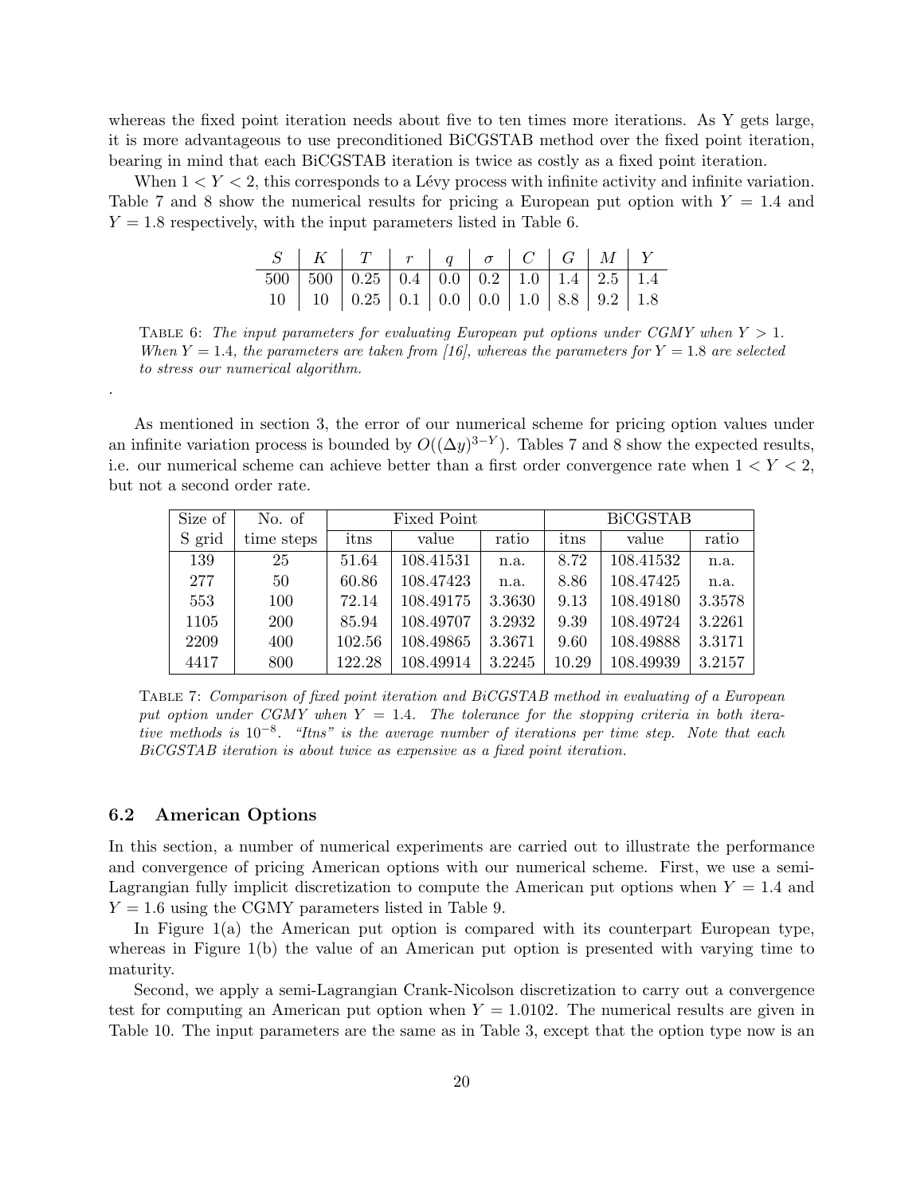whereas the fixed point iteration needs about five to ten times more iterations. As Y gets large, it is more advantageous to use preconditioned BiCGSTAB method over the fixed point iteration, bearing in mind that each BiCGSTAB iteration is twice as costly as a fixed point iteration.

When $1 < Y < 2$, this corresponds to a Lévy process with infinite activity and infinite variation. Table 7 and 8 show the numerical results for pricing a European put option with $Y = 1.4$ and $Y = 1.8$ respectively, with the input parameters listed in Table 6.

| $S$ | $K$ | $T$ | $r$ | $q$ | $\sigma$ | $C$ | $G$ | $M$ | $Y$ |
|---|---|---|---|---|---|---|---|---|---|
| 500 | 500 | 0.25 | 0.4 | 0.0 | 0.2 | 1.0 | 1.4 | 2.5 | 1.4 |
| 10 | 10 | 0.25 | 0.1 | 0.0 | 0.0 | 1.0 | 8.8 | 9.2 | 1.8 |

TABLE 6: *The input parameters for evaluating European put options under CGMY when $Y > 1$. When $Y = 1.4$, the parameters are taken from [16], whereas the parameters for $Y = 1.8$ are selected to stress our numerical algorithm.*

As mentioned in section 3, the error of our numerical scheme for pricing option values under an infinite variation process is bounded by $O((\Delta y)^{3-Y})$. Tables 7 and 8 show the expected results, i.e. our numerical scheme can achieve better than a first order convergence rate when $1 < Y < 2$, but not a second order rate.

| Size of | No. of | Fixed Point | | | BiCGSTAB | | |
|---|---|---|---|---|---|---|---|
| S grid | time steps | itns | value | ratio | itns | value | ratio |
| 139 | 25 | 51.64 | 108.41531 | n.a. | 8.72 | 108.41532 | n.a. |
| 277 | 50 | 60.86 | 108.47423 | n.a. | 8.86 | 108.47425 | n.a. |
| 553 | 100 | 72.14 | 108.49175 | 3.3630 | 9.13 | 108.49180 | 3.3578 |
| 1105 | 200 | 85.94 | 108.49707 | 3.2932 | 9.39 | 108.49724 | 3.2261 |
| 2209 | 400 | 102.56 | 108.49865 | 3.3671 | 9.60 | 108.49888 | 3.3171 |
| 4417 | 800 | 122.28 | 108.49914 | 3.2245 | 10.29 | 108.49939 | 3.2157 |

TABLE 7: *Comparison of fixed point iteration and BiCGSTAB method in evaluating of a European put option under CGMY when $Y = 1.4$. The tolerance for the stopping criteria in both iterative methods is $10^{-8}$. "Itns" is the average number of iterations per time step. Note that each BiCGSTAB iteration is about twice as expensive as a fixed point iteration.*

### 6.2 American Options

In this section, a number of numerical experiments are carried out to illustrate the performance and convergence of pricing American options with our numerical scheme. First, we use a semi-Lagrangian fully implicit discretization to compute the American put options when $Y = 1.4$ and $Y = 1.6$ using the CGMY parameters listed in Table 9.

In Figure 1(a) the American put option is compared with its counterpart European type, whereas in Figure 1(b) the value of an American put option is presented with varying time to maturity.

Second, we apply a semi-Lagrangian Crank-Nicolson discretization to carry out a convergence test for computing an American put option when $Y = 1.0102$. The numerical results are given in Table 10. The input parameters are the same as in Table 3, except that the option type now is an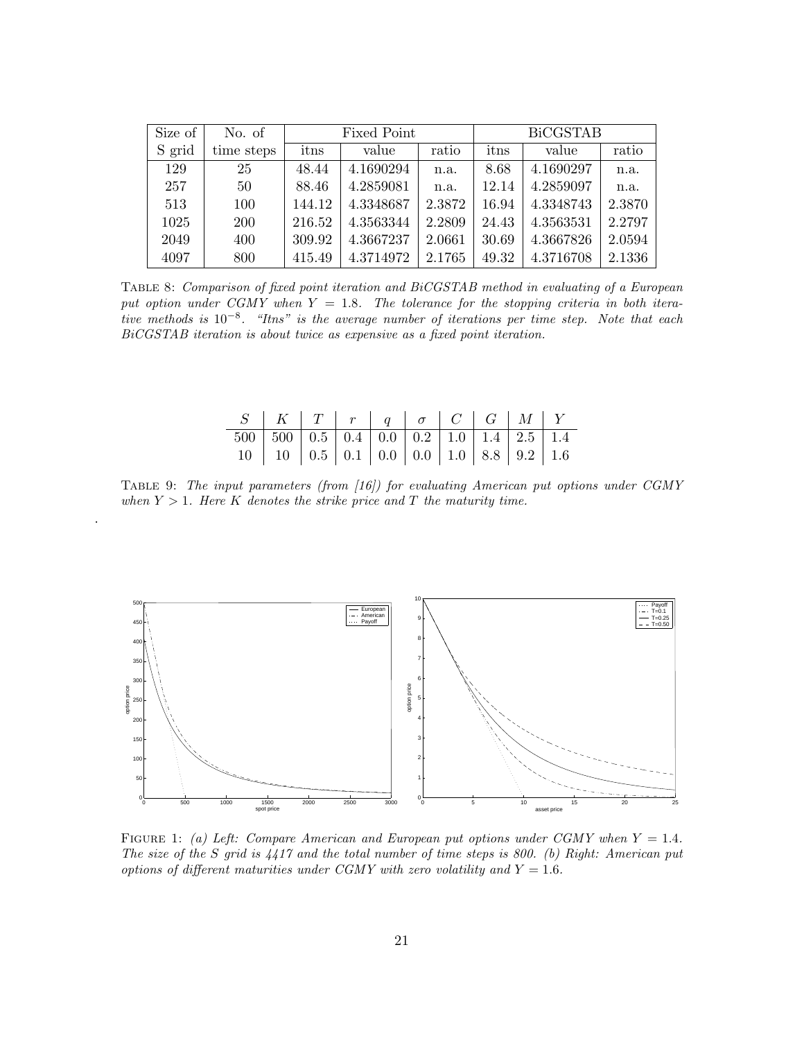| Size of | No. of | Fixed Point | | | BiCGSTAB | | |
|---|---|---|---|---|---|---|---|
| S grid | time steps | itns | value | ratio | itns | value | ratio |
| 129 | 25 | 48.44 | 4.1690294 | n.a. | 8.68 | 4.1690297 | n.a. |
| 257 | 50 | 88.46 | 4.2859081 | n.a. | 12.14 | 4.2859097 | n.a. |
| 513 | 100 | 144.12 | 4.3348687 | 2.3872 | 16.94 | 4.3348743 | 2.3870 |
| 1025 | 200 | 216.52 | 4.3563344 | 2.2809 | 24.43 | 4.3563531 | 2.2797 |
| 2049 | 400 | 309.92 | 4.3667237 | 2.0661 | 30.69 | 4.3667826 | 2.0594 |
| 4097 | 800 | 415.49 | 4.3714972 | 2.1765 | 49.32 | 4.3716708 | 2.1336 |

TABLE 8: *Comparison of fixed point iteration and BiCGSTAB method in evaluating of a European put option under CGMY when $Y = 1.8$. The tolerance for the stopping criteria in both iterative methods is $10^{-8}$. "Itns" is the average number of iterations per time step. Note that each BiCGSTAB iteration is about twice as expensive as a fixed point iteration.*

| $S$ | $K$ | $T$ | $r$ | $q$ | $\sigma$ | $C$ | $G$ | $M$ | $Y$ |
|---|---|---|---|---|---|---|---|---|---|
| 500 | 500 | 0.5 | 0.4 | 0.0 | 0.2 | 1.0 | 1.4 | 2.5 | 1.4 |
| 10 | 10 | 0.5 | 0.1 | 0.0 | 0.0 | 1.0 | 8.8 | 9.2 | 1.6 |

TABLE 9: *The input parameters (from [16]) for evaluating American put options under CGMY when $Y > 1$. Here $K$ denotes the strike price and $T$ the maturity time.*

FIGURE 1: *(a) Left: Compare American and European put options under CGMY when $Y = 1.4$. The size of the S grid is 4417 and the total number of time steps is 800. (b) Right: American put options of different maturities under CGMY with zero volatility and $Y = 1.6$.*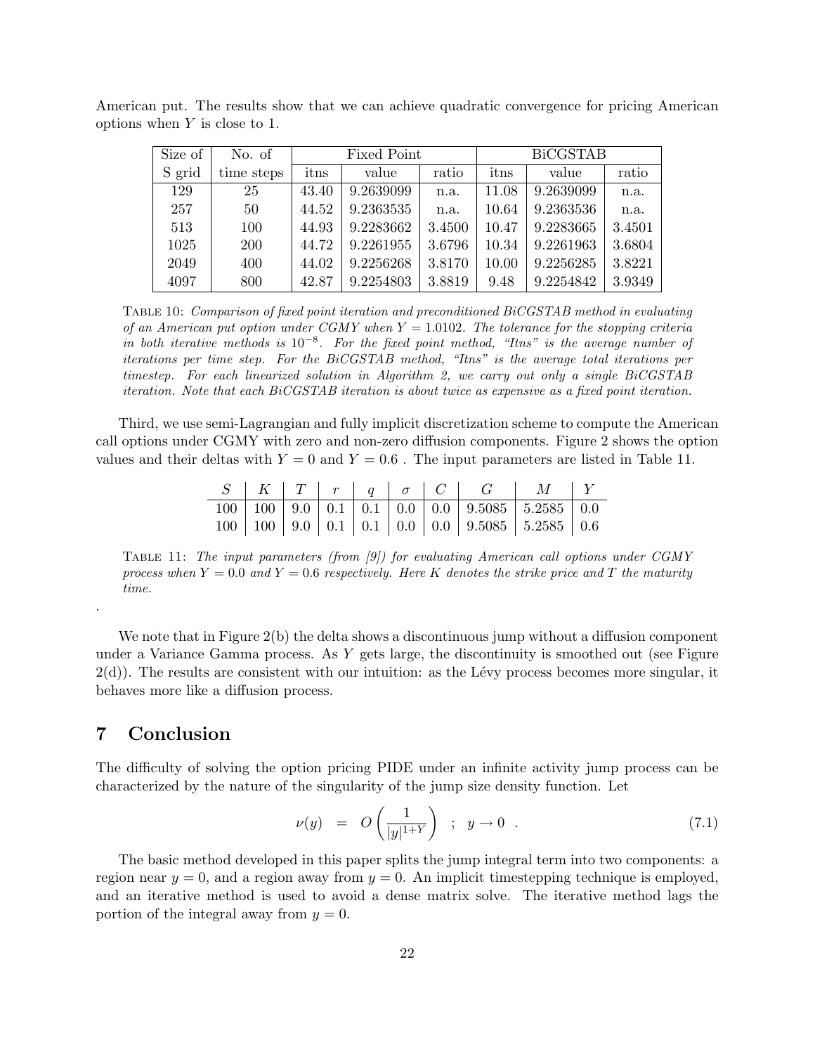American put. The results show that we can achieve quadratic convergence for pricing American options when $Y$ is close to 1.

| Size of | No. of | Fixed Point | | | BiCGSTAB | | |
|---|---|---|---|---|---|---|---|
| S grid | time steps | itns | value | ratio | itns | value | ratio |
| 129 | 25 | 43.40 | 9.2639099 | n.a. | 11.08 | 9.2639099 | n.a. |
| 257 | 50 | 44.52 | 9.2363535 | n.a. | 10.64 | 9.2363536 | n.a. |
| 513 | 100 | 44.93 | 9.2283662 | 3.4500 | 10.47 | 9.2283665 | 3.4501 |
| 1025 | 200 | 44.72 | 9.2261955 | 3.6796 | 10.34 | 9.2261963 | 3.6804 |
| 2049 | 400 | 44.02 | 9.2256268 | 3.8170 | 10.00 | 9.2256285 | 3.8221 |
| 4097 | 800 | 42.87 | 9.2254803 | 3.8819 | 9.48 | 9.2254842 | 3.9349 |

TABLE 10: *Comparison of fixed point iteration and preconditioned BiCGSTAB method in evaluating of an American put option under CGMY when $Y = 1.0102$. The tolerance for the stopping criteria in both iterative methods is $10^{-8}$. For the fixed point method, "Itns" is the average number of iterations per time step. For the BiCGSTAB method, "Itns" is the average total iterations per timestep. For each linearized solution in Algorithm 2, we carry out only a single BiCGSTAB iteration. Note that each BiCGSTAB iteration is about twice as expensive as a fixed point iteration.*

Third, we use semi-Lagrangian and fully implicit discretization scheme to compute the American call options under CGMY with zero and non-zero diffusion components. Figure 2 shows the option values and their deltas with $Y = 0$ and $Y = 0.6$ . The input parameters are listed in Table 11.

| $S$ | $K$ | $T$ | $r$ | $q$ | $\sigma$ | $C$ | $G$ | $M$ | $Y$ |
|---|---|---|---|---|---|---|---|---|---|
| 100 | 100 | 9.0 | 0.1 | 0.1 | 0.0 | 0.0 | 9.5085 | 5.2585 | 0.0 |
| 100 | 100 | 9.0 | 0.1 | 0.1 | 0.0 | 0.0 | 9.5085 | 5.2585 | 0.6 |

TABLE 11: *The input parameters (from [9]) for evaluating American call options under CGMY process when $Y = 0.0$ and $Y = 0.6$ respectively. Here $K$ denotes the strike price and $T$ the maturity time.*

.

We note that in Figure 2(b) the delta shows a discontinuous jump without a diffusion component under a Variance Gamma process. As $Y$ gets large, the discontinuity is smoothed out (see Figure 2(d)). The results are consistent with our intuition: as the Lévy process becomes more singular, it behaves more like a diffusion process.

## 7 Conclusion

The difficulty of solving the option pricing PIDE under an infinite activity jump process can be characterized by the nature of the singularity of the jump size density function. Let

$$\nu(y) \quad = \quad O\left(\frac{1}{|y|^{1+Y}}\right) \quad ; \quad y \to 0 \quad . \tag{7.1}$$

The basic method developed in this paper splits the jump integral term into two components: a region near $y = 0$, and a region away from $y = 0$. An implicit timestepping technique is employed, and an iterative method is used to avoid a dense matrix solve. The iterative method lags the portion of the integral away from $y = 0$.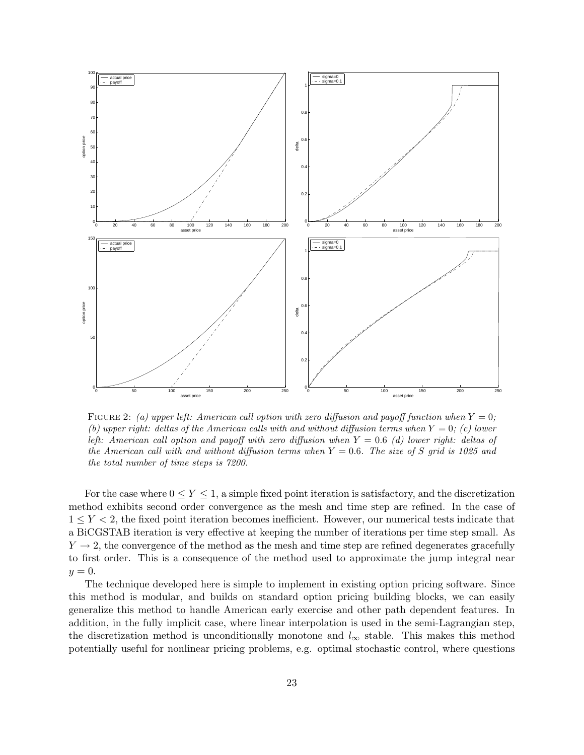FIGURE 2: *(a) upper left: American call option with zero diffusion and payoff function when $Y = 0$; (b) upper right: deltas of the American calls with and without diffusion terms when $Y = 0$; (c) lower left: American call option and payoff with zero diffusion when $Y = 0.6$ (d) lower right: deltas of the American call with and without diffusion terms when $Y = 0.6$. The size of S grid is 1025 and the total number of time steps is 7200.*

For the case where $0 \leq Y \leq 1$, a simple fixed point iteration is satisfactory, and the discretization method exhibits second order convergence as the mesh and time step are refined. In the case of $1 \leq Y < 2$, the fixed point iteration becomes inefficient. However, our numerical tests indicate that a BiCGSTAB iteration is very effective at keeping the number of iterations per time step small. As $Y \to 2$, the convergence of the method as the mesh and time step are refined degenerates gracefully to first order. This is a consequence of the method used to approximate the jump integral near $y = 0$.

The technique developed here is simple to implement in existing option pricing software. Since this method is modular, and builds on standard option pricing building blocks, we can easily generalize this method to handle American early exercise and other path dependent features. In addition, in the fully implicit case, where linear interpolation is used in the semi-Lagrangian step, the discretization method is unconditionally monotone and $l_\infty$ stable. This makes this method potentially useful for nonlinear pricing problems, e.g. optimal stochastic control, where questions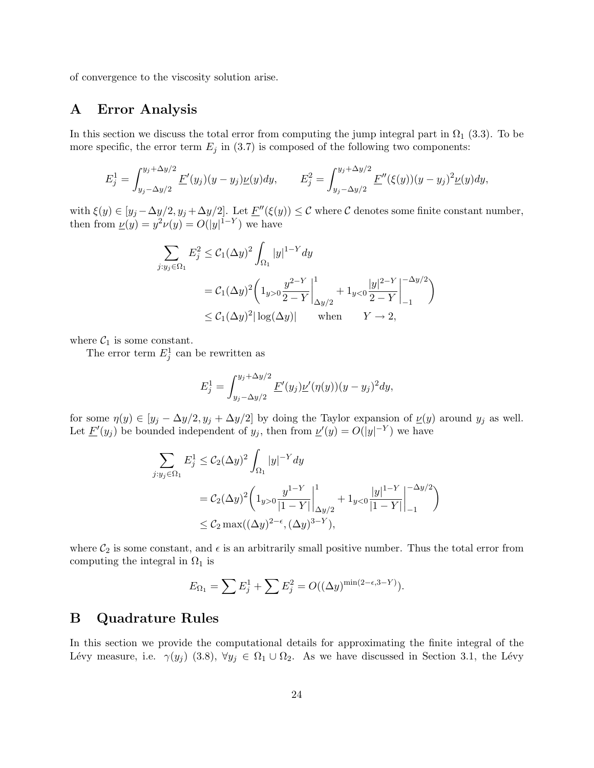of convergence to the viscosity solution arise.

# A Error Analysis

In this section we discuss the total error from computing the jump integral part in $\Omega_1$ (3.3). To be more specific, the error term $E_j$ in (3.7) is composed of the following two components:

$$E_j^1 = \int_{y_j-\Delta y/2}^{y_j+\Delta y/2} \underline{F}'(y_j)(y-y_j)\underline{\nu}(y)dy, \qquad E_j^2 = \int_{y_j-\Delta y/2}^{y_j+\Delta y/2} \underline{F}''(\xi(y))(y-y_j)^2\underline{\nu}(y)dy,$$

with $\xi(y) \in [y_j - \Delta y/2, y_j + \Delta y/2]$. Let $\underline{F}''(\xi(y)) \leq \mathcal{C}$ where $\mathcal{C}$ denotes some finite constant number, then from $\underline{\nu}(y) = y^2\nu(y) = O(|y|^{1-Y})$ we have

$$\begin{aligned}
\sum_{j:y_j\in\Omega_1} E_j^2 &\leq \mathcal{C}_1(\Delta y)^2 \int_{\Omega_1} |y|^{1-Y}dy \\
&= \mathcal{C}_1(\Delta y)^2 \bigg( 1_{y>0} \frac{y^{2-Y}}{2-Y}\bigg|_{\Delta y/2}^{1} + 1_{y<0}\frac{|y|^{2-Y}}{2-Y}\bigg|_{-1}^{-\Delta y/2} \bigg) \\
&\leq \mathcal{C}_1(\Delta y)^2 |\log(\Delta y)| \qquad \text{when} \qquad Y \to 2,
\end{aligned}$$

where $\mathcal{C}_1$ is some constant.

The error term $E_j^1$ can be rewritten as

$$E_j^1 = \int_{y_j-\Delta y/2}^{y_j+\Delta y/2} \underline{F}'(y_j)\underline{\nu}'(\eta(y))(y-y_j)^2dy,$$

for some $\eta(y) \in [y_j - \Delta y/2, y_j + \Delta y/2]$ by doing the Taylor expansion of $\underline{\nu}(y)$ around $y_j$ as well. Let $\underline{F}'(y_j)$ be bounded independent of $y_j$, then from $\underline{\nu}'(y) = O(|y|^{-Y})$ we have

$$\begin{aligned}
\sum_{j:y_j\in\Omega_1} E_j^1 &\leq \mathcal{C}_2(\Delta y)^2 \int_{\Omega_1} |y|^{-Y}dy \\
&= \mathcal{C}_2(\Delta y)^2 \bigg( 1_{y>0} \frac{y^{1-Y}}{|1-Y|}\bigg|_{\Delta y/2}^{1} + 1_{y<0}\frac{|y|^{1-Y}}{|1-Y|}\bigg|_{-1}^{-\Delta y/2} \bigg) \\
&\leq \mathcal{C}_2 \max((\Delta y)^{2-\epsilon}, (\Delta y)^{3-Y}),
\end{aligned}$$

where $\mathcal{C}_2$ is some constant, and $\epsilon$ is an arbitrarily small positive number. Thus the total error from computing the integral in $\Omega_1$ is

$$E_{\Omega_1} = \sum E_j^1 + \sum E_j^2 = O((\Delta y)^{\min(2-\epsilon, 3-Y)}).$$

# B Quadrature Rules

In this section we provide the computational details for approximating the finite integral of the Lévy measure, i.e. $\gamma(y_j)$ (3.8), $\forall y_j \in \Omega_1 \cup \Omega_2$. As we have discussed in Section 3.1, the Lévy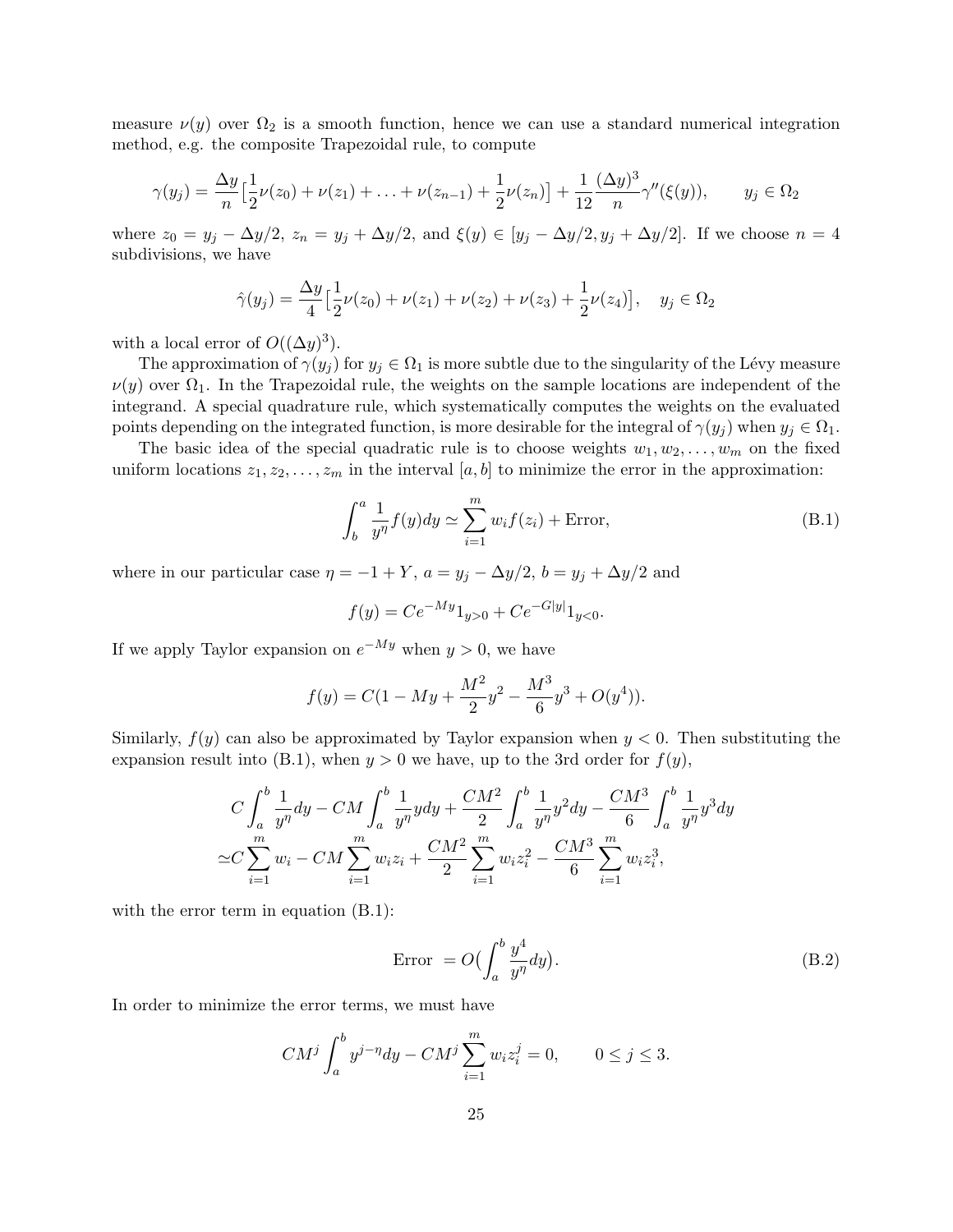measure $\nu(y)$ over $\Omega_2$ is a smooth function, hence we can use a standard numerical integration method, e.g. the composite Trapezoidal rule, to compute

$$\gamma(y_j) = \frac{\Delta y}{n}\big[\frac{1}{2}\nu(z_0) + \nu(z_1) + \ldots + \nu(z_{n-1}) + \frac{1}{2}\nu(z_n)\big] + \frac{1}{12}\frac{(\Delta y)^3}{n}\gamma''(\xi(y)), \qquad y_j \in \Omega_2$$

where $z_0 = y_j - \Delta y/2$, $z_n = y_j + \Delta y/2$, and $\xi(y) \in [y_j - \Delta y/2, y_j + \Delta y/2]$. If we choose $n = 4$ subdivisions, we have

$$\hat{\gamma}(y_j) = \frac{\Delta y}{4}\big[\frac{1}{2}\nu(z_0) + \nu(z_1) + \nu(z_2) + \nu(z_3) + \frac{1}{2}\nu(z_4)\big], \quad y_j \in \Omega_2$$

with a local error of $O((\Delta y)^3)$.

The approximation of $\gamma(y_j)$ for $y_j \in \Omega_1$ is more subtle due to the singularity of the Lévy measure $\nu(y)$ over $\Omega_1$. In the Trapezoidal rule, the weights on the sample locations are independent of the integrand. A special quadrature rule, which systematically computes the weights on the evaluated points depending on the integrated function, is more desirable for the integral of $\gamma(y_j)$ when $y_j \in \Omega_1$.

The basic idea of the special quadratic rule is to choose weights $w_1, w_2, \ldots, w_m$ on the fixed uniform locations $z_1, z_2, \ldots, z_m$ in the interval $[a, b]$ to minimize the error in the approximation:

$$\int_b^a \frac{1}{y^\eta} f(y) dy \simeq \sum_{i=1}^m w_i f(z_i) + \text{Error}, \tag{B.1}$$

where in our particular case $\eta = -1 + Y$, $a = y_j - \Delta y/2$, $b = y_j + \Delta y/2$ and

$$f(y) = Ce^{-My}1_{y>0} + Ce^{-G|y|}1_{y<0}.$$

If we apply Taylor expansion on $e^{-My}$ when $y > 0$, we have

$$f(y) = C(1 - My + \frac{M^2}{2}y^2 - \frac{M^3}{6}y^3 + O(y^4)).$$

Similarly, $f(y)$ can also be approximated by Taylor expansion when $y < 0$. Then substituting the expansion result into (B.1), when $y > 0$ we have, up to the 3rd order for $f(y)$,

$$\begin{aligned} &C\int_a^b \frac{1}{y^\eta}dy - CM\int_a^b \frac{1}{y^\eta}ydy + \frac{CM^2}{2}\int_a^b \frac{1}{y^\eta}y^2dy - \frac{CM^3}{6}\int_a^b \frac{1}{y^\eta}y^3dy \\ \simeq &C\sum_{i=1}^m w_i - CM\sum_{i=1}^m w_i z_i + \frac{CM^2}{2}\sum_{i=1}^m w_i z_i^2 - \frac{CM^3}{6}\sum_{i=1}^m w_i z_i^3, \end{aligned}$$

with the error term in equation (B.1):

$$\text{Error } = O\big(\int_a^b \frac{y^4}{y^\eta}dy\big). \tag{B.2}$$

In order to minimize the error terms, we must have

$$CM^j\int_a^b y^{j-\eta}dy - CM^j\sum_{i=1}^m w_i z_i^j = 0, \qquad 0 \le j \le 3.$$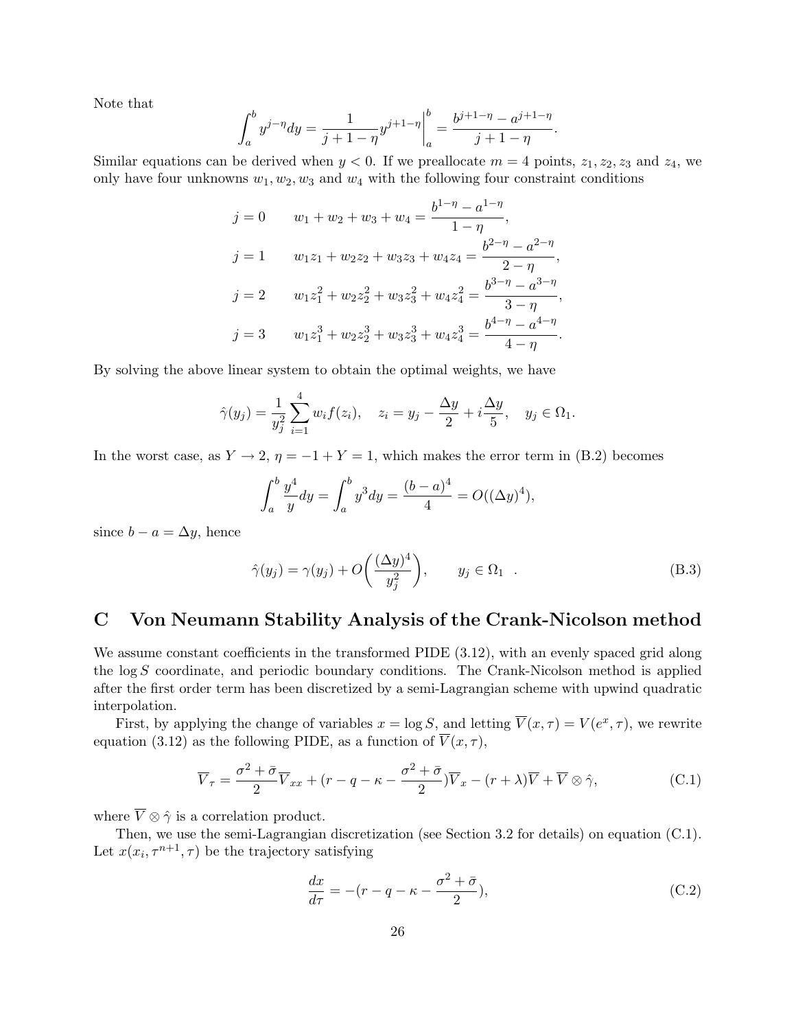Note that

$$\int_a^b y^{j-\eta} dy = \frac{1}{j+1-\eta} y^{j+1-\eta}\bigg|_a^b = \frac{b^{j+1-\eta} - a^{j+1-\eta}}{j+1-\eta}.$$

Similar equations can be derived when $y < 0$. If we preallocate $m = 4$ points, $z_1, z_2, z_3$ and $z_4$, we only have four unknowns $w_1, w_2, w_3$ and $w_4$ with the following four constraint conditions

$$\begin{aligned}
j = 0 \qquad & w_1 + w_2 + w_3 + w_4 = \frac{b^{1-\eta} - a^{1-\eta}}{1-\eta}, \\
j = 1 \qquad & w_1 z_1 + w_2 z_2 + w_3 z_3 + w_4 z_4 = \frac{b^{2-\eta} - a^{2-\eta}}{2-\eta}, \\
j = 2 \qquad & w_1 z_1^2 + w_2 z_2^2 + w_3 z_3^2 + w_4 z_4^2 = \frac{b^{3-\eta} - a^{3-\eta}}{3-\eta}, \\
j = 3 \qquad & w_1 z_1^3 + w_2 z_2^3 + w_3 z_3^3 + w_4 z_4^3 = \frac{b^{4-\eta} - a^{4-\eta}}{4-\eta}.
\end{aligned}$$

By solving the above linear system to obtain the optimal weights, we have

$$\hat{\gamma}(y_j) = \frac{1}{y_j^2} \sum_{i=1}^{4} w_i f(z_i), \quad z_i = y_j - \frac{\Delta y}{2} + i\frac{\Delta y}{5}, \quad y_j \in \Omega_1.$$

In the worst case, as $Y \to 2$, $\eta = -1 + Y = 1$, which makes the error term in (B.2) becomes

$$\int_a^b \frac{y^4}{y} dy = \int_a^b y^3 dy = \frac{(b-a)^4}{4} = O((\Delta y)^4),$$

since $b - a = \Delta y$, hence

$$\hat{\gamma}(y_j) = \gamma(y_j) + O\bigg(\frac{(\Delta y)^4}{y_j^2}\bigg), \qquad y_j \in \Omega_1 \quad . \tag{B.3}$$

# C Von Neumann Stability Analysis of the Crank-Nicolson method

We assume constant coefficients in the transformed PIDE (3.12), with an evenly spaced grid along the $\log S$ coordinate, and periodic boundary conditions. The Crank-Nicolson method is applied after the first order term has been discretized by a semi-Lagrangian scheme with upwind quadratic interpolation.

First, by applying the change of variables $x = \log S$, and letting $\overline{V}(x, \tau) = V(e^x, \tau)$, we rewrite equation (3.12) as the following PIDE, as a function of $\overline{V}(x, \tau)$,

$$\overline{V}_\tau = \frac{\sigma^2 + \bar{\sigma}}{2}\overline{V}_{xx} + (r - q - \kappa - \frac{\sigma^2 + \bar{\sigma}}{2})\overline{V}_x - (r + \lambda)\overline{V} + \overline{V} \otimes \hat{\gamma}, \tag{C.1}$$

where $\overline{V} \otimes \hat{\gamma}$ is a correlation product.

Then, we use the semi-Lagrangian discretization (see Section 3.2 for details) on equation (C.1). Let $x(x_i, \tau^{n+1}, \tau)$ be the trajectory satisfying

$$\frac{dx}{d\tau} = -(r - q - \kappa - \frac{\sigma^2 + \bar{\sigma}}{2}), \tag{C.2}$$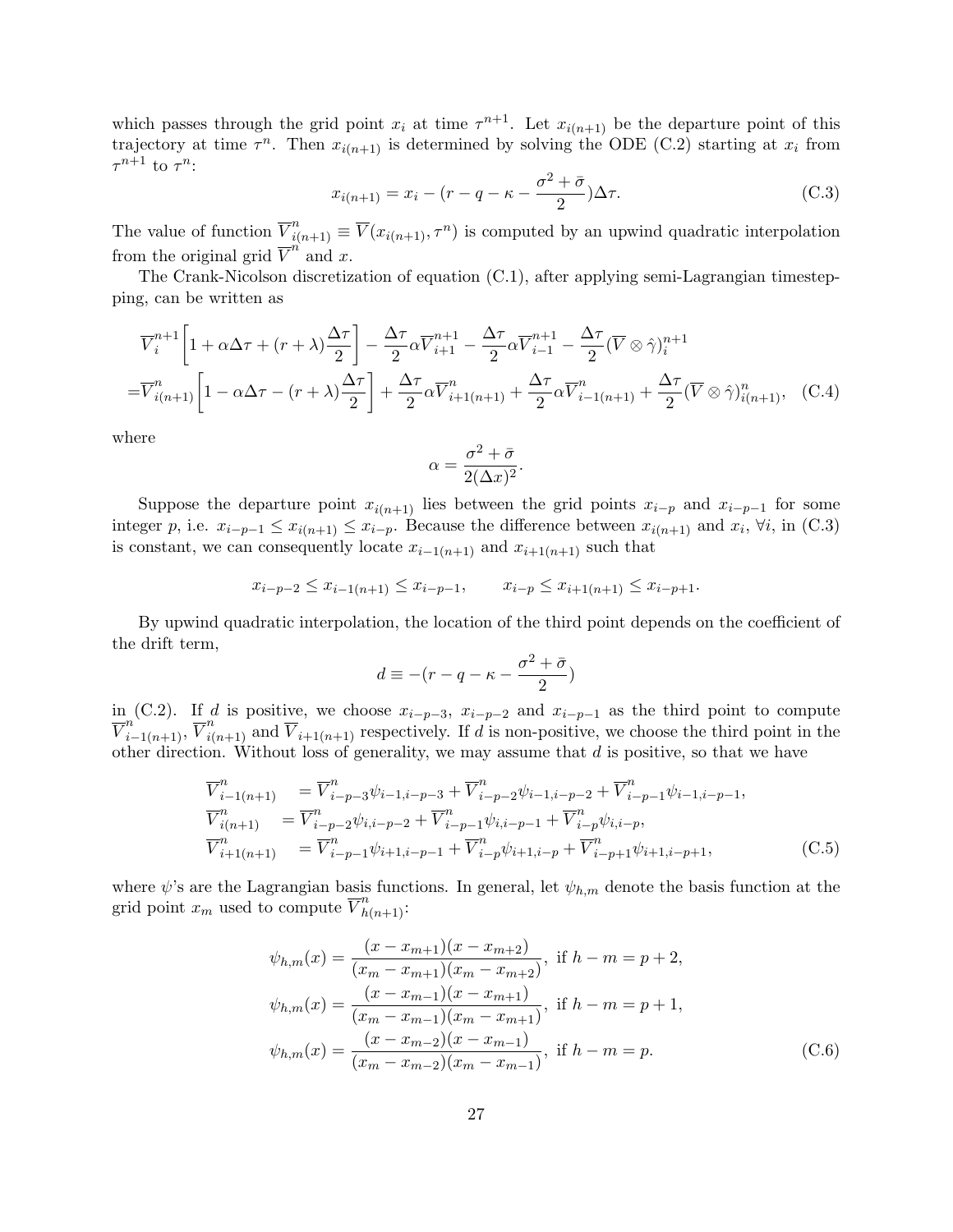which passes through the grid point $x_i$ at time $\tau^{n+1}$. Let $x_{i(n+1)}$ be the departure point of this trajectory at time $\tau^n$. Then $x_{i(n+1)}$ is determined by solving the ODE (C.2) starting at $x_i$ from $\tau^{n+1}$ to $\tau^n$:

$$x_{i(n+1)} = x_i - (r - q - \kappa - \frac{\sigma^2 + \bar{\sigma}}{2})\Delta\tau. \tag{C.3}$$

The value of function $\overline{V}^n_{i(n+1)} \equiv \overline{V}(x_{i(n+1)}, \tau^n)$ is computed by an upwind quadratic interpolation from the original grid $\overline{V}^n$ and $x$.

The Crank-Nicolson discretization of equation (C.1), after applying semi-Lagrangian timestepping, can be written as

$$\begin{aligned}
&\overline{V}^{n+1}_i\left[1 + \alpha\Delta\tau + (r+\lambda)\frac{\Delta\tau}{2}\right] - \frac{\Delta\tau}{2}\alpha\overline{V}^{n+1}_{i+1} - \frac{\Delta\tau}{2}\alpha\overline{V}^{n+1}_{i-1} - \frac{\Delta\tau}{2}(\overline{V}\otimes\hat{\gamma})^{n+1}_i \\
=&\overline{V}^n_{i(n+1)}\left[1 - \alpha\Delta\tau - (r+\lambda)\frac{\Delta\tau}{2}\right] + \frac{\Delta\tau}{2}\alpha\overline{V}^n_{i+1(n+1)} + \frac{\Delta\tau}{2}\alpha\overline{V}^n_{i-1(n+1)} + \frac{\Delta\tau}{2}(\overline{V}\otimes\hat{\gamma})^n_{i(n+1)},
\end{aligned} \tag{C.4}$$

where

$$\alpha = \frac{\sigma^2 + \bar{\sigma}}{2(\Delta x)^2}.$$

Suppose the departure point $x_{i(n+1)}$ lies between the grid points $x_{i-p}$ and $x_{i-p-1}$ for some integer $p$, i.e. $x_{i-p-1} \leq x_{i(n+1)} \leq x_{i-p}$. Because the difference between $x_{i(n+1)}$ and $x_i$, $\forall i$, in (C.3) is constant, we can consequently locate $x_{i-1(n+1)}$ and $x_{i+1(n+1)}$ such that

$$x_{i-p-2} \leq x_{i-1(n+1)} \leq x_{i-p-1}, \qquad x_{i-p} \leq x_{i+1(n+1)} \leq x_{i-p+1}.$$

By upwind quadratic interpolation, the location of the third point depends on the coefficient of the drift term,

$$d \equiv -(r - q - \kappa - \frac{\sigma^2 + \bar{\sigma}}{2})$$

in (C.2). If $d$ is positive, we choose $x_{i-p-3}$, $x_{i-p-2}$ and $x_{i-p-1}$ as the third point to compute $\overline{V}^n_{i-1(n+1)}$, $\overline{V}^n_{i(n+1)}$ and $\overline{V}_{i+1(n+1)}$ respectively. If $d$ is non-positive, we choose the third point in the other direction. Without loss of generality, we may assume that $d$ is positive, so that we have

$$\begin{aligned}
\overline{V}^n_{i-1(n+1)} &= \overline{V}^n_{i-p-3}\psi_{i-1,i-p-3} + \overline{V}^n_{i-p-2}\psi_{i-1,i-p-2} + \overline{V}^n_{i-p-1}\psi_{i-1,i-p-1}, \\
\overline{V}^n_{i(n+1)} &= \overline{V}^n_{i-p-2}\psi_{i,i-p-2} + \overline{V}^n_{i-p-1}\psi_{i,i-p-1} + \overline{V}^n_{i-p}\psi_{i,i-p}, \\
\overline{V}^n_{i+1(n+1)} &= \overline{V}^n_{i-p-1}\psi_{i+1,i-p-1} + \overline{V}^n_{i-p}\psi_{i+1,i-p} + \overline{V}^n_{i-p+1}\psi_{i+1,i-p+1},
\end{aligned} \tag{C.5}$$

where $\psi$'s are the Lagrangian basis functions. In general, let $\psi_{h,m}$ denote the basis function at the grid point $x_m$ used to compute $\overline{V}^n_{h(n+1)}$:

$$\begin{aligned}
\psi_{h,m}(x) &= \frac{(x - x_{m+1})(x - x_{m+2})}{(x_m - x_{m+1})(x_m - x_{m+2})}, \text{ if } h - m = p + 2, \\
\psi_{h,m}(x) &= \frac{(x - x_{m-1})(x - x_{m+1})}{(x_m - x_{m-1})(x_m - x_{m+1})}, \text{ if } h - m = p + 1, \\
\psi_{h,m}(x) &= \frac{(x - x_{m-2})(x - x_{m-1})}{(x_m - x_{m-2})(x_m - x_{m-1})}, \text{ if } h - m = p.
\end{aligned} \tag{C.6}$$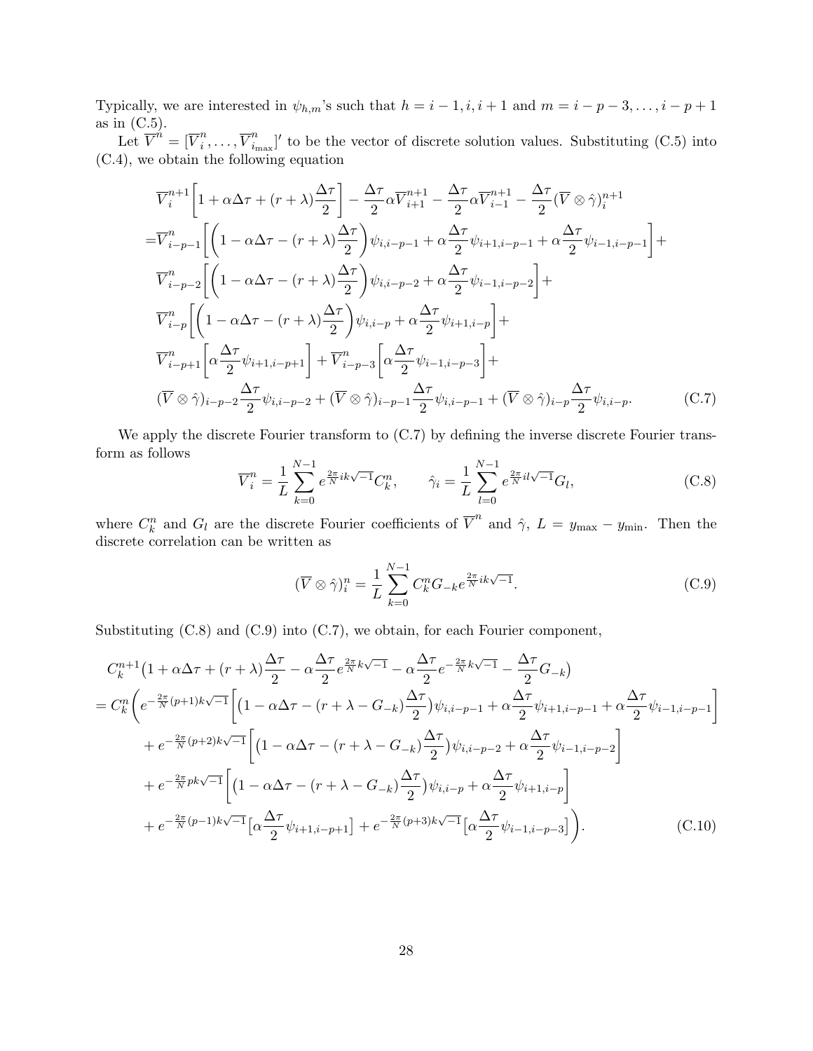Typically, we are interested in $\psi_{h,m}$'s such that $h = i-1, i, i+1$ and $m = i-p-3, \ldots, i-p+1$ as in (C.5).

Let $\overline{V}^n = [\overline{V}^n_i, \ldots, \overline{V}^n_{i_{\max}}]'$ to be the vector of discrete solution values. Substituting (C.5) into (C.4), we obtain the following equation

$$
\begin{aligned}
&\overline{V}^{n+1}_i\left[1 + \alpha\Delta\tau + (r+\lambda)\frac{\Delta\tau}{2}\right] - \frac{\Delta\tau}{2}\alpha\overline{V}^{n+1}_{i+1} - \frac{\Delta\tau}{2}\alpha\overline{V}^{n+1}_{i-1} - \frac{\Delta\tau}{2}(\overline{V}\otimes\hat{\gamma})^{n+1}_i \\
=&\overline{V}^n_{i-p-1}\left[\left(1 - \alpha\Delta\tau - (r+\lambda)\frac{\Delta\tau}{2}\right)\psi_{i,i-p-1} + \alpha\frac{\Delta\tau}{2}\psi_{i+1,i-p-1} + \alpha\frac{\Delta\tau}{2}\psi_{i-1,i-p-1}\right] + \\
&\overline{V}^n_{i-p-2}\left[\left(1 - \alpha\Delta\tau - (r+\lambda)\frac{\Delta\tau}{2}\right)\psi_{i,i-p-2} + \alpha\frac{\Delta\tau}{2}\psi_{i-1,i-p-2}\right] + \\
&\overline{V}^n_{i-p}\left[\left(1 - \alpha\Delta\tau - (r+\lambda)\frac{\Delta\tau}{2}\right)\psi_{i,i-p} + \alpha\frac{\Delta\tau}{2}\psi_{i+1,i-p}\right] + \\
&\overline{V}^n_{i-p+1}\left[\alpha\frac{\Delta\tau}{2}\psi_{i+1,i-p+1}\right] + \overline{V}^n_{i-p-3}\left[\alpha\frac{\Delta\tau}{2}\psi_{i-1,i-p-3}\right] + \\
&(\overline{V}\otimes\hat{\gamma})_{i-p-2}\frac{\Delta\tau}{2}\psi_{i,i-p-2} + (\overline{V}\otimes\hat{\gamma})_{i-p-1}\frac{\Delta\tau}{2}\psi_{i,i-p-1} + (\overline{V}\otimes\hat{\gamma})_{i-p}\frac{\Delta\tau}{2}\psi_{i,i-p}. \qquad \text{(C.7)}
\end{aligned}
$$

We apply the discrete Fourier transform to (C.7) by defining the inverse discrete Fourier transform as follows

$$
\overline{V}^n_i = \frac{1}{L}\sum_{k=0}^{N-1} e^{\frac{2\pi}{N}ik\sqrt{-1}}C^n_k, \qquad \hat{\gamma}_i = \frac{1}{L}\sum_{l=0}^{N-1} e^{\frac{2\pi}{N}il\sqrt{-1}}G_l, \qquad \text{(C.8)}
$$

where $C^n_k$ and $G_l$ are the discrete Fourier coefficients of $\overline{V}^n$ and $\hat{\gamma}$, $L = y_{\max} - y_{\min}$. Then the discrete correlation can be written as

$$
(\overline{V}\otimes\hat{\gamma})^n_i = \frac{1}{L}\sum_{k=0}^{N-1} C^n_k G_{-k} e^{\frac{2\pi}{N}ik\sqrt{-1}}. \qquad \text{(C.9)}
$$

Substituting (C.8) and (C.9) into (C.7), we obtain, for each Fourier component,

$$
\begin{aligned}
&C^{n+1}_k\big(1 + \alpha\Delta\tau + (r+\lambda)\frac{\Delta\tau}{2} - \alpha\frac{\Delta\tau}{2}e^{\frac{2\pi}{N}k\sqrt{-1}} - \alpha\frac{\Delta\tau}{2}e^{-\frac{2\pi}{N}k\sqrt{-1}} - \frac{\Delta\tau}{2}G_{-k}\big) \\
&= C^n_k\Bigg(e^{-\frac{2\pi}{N}(p+1)k\sqrt{-1}}\left[\big(1 - \alpha\Delta\tau - (r+\lambda-G_{-k})\frac{\Delta\tau}{2}\big)\psi_{i,i-p-1} + \alpha\frac{\Delta\tau}{2}\psi_{i+1,i-p-1} + \alpha\frac{\Delta\tau}{2}\psi_{i-1,i-p-1}\right] \\
&\quad + e^{-\frac{2\pi}{N}(p+2)k\sqrt{-1}}\left[\big(1 - \alpha\Delta\tau - (r+\lambda-G_{-k})\frac{\Delta\tau}{2}\big)\psi_{i,i-p-2} + \alpha\frac{\Delta\tau}{2}\psi_{i-1,i-p-2}\right] \\
&\quad + e^{-\frac{2\pi}{N}pk\sqrt{-1}}\left[\big(1 - \alpha\Delta\tau - (r+\lambda-G_{-k})\frac{\Delta\tau}{2}\big)\psi_{i,i-p} + \alpha\frac{\Delta\tau}{2}\psi_{i+1,i-p}\right] \\
&\quad + e^{-\frac{2\pi}{N}(p-1)k\sqrt{-1}}\big[\alpha\frac{\Delta\tau}{2}\psi_{i+1,i-p+1}\big] + e^{-\frac{2\pi}{N}(p+3)k\sqrt{-1}}\big[\alpha\frac{\Delta\tau}{2}\psi_{i-1,i-p-3}\big]\Bigg). \qquad \text{(C.10)}
\end{aligned}
$$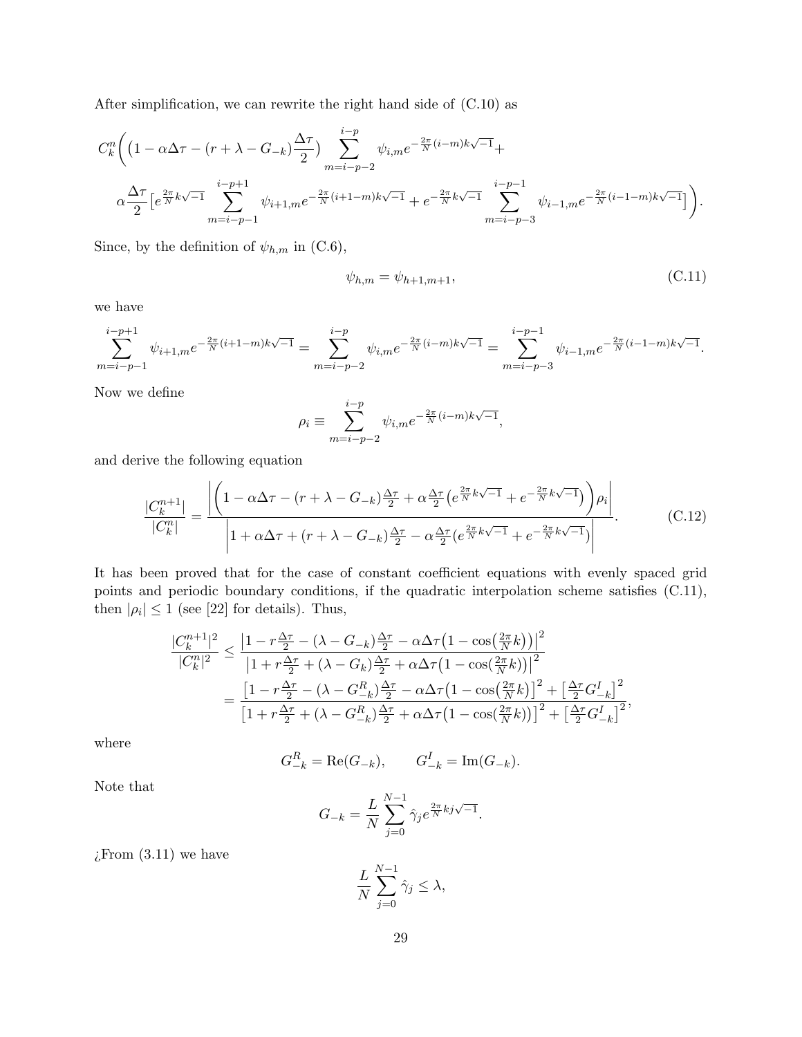After simplification, we can rewrite the right hand side of (C.10) as

$$
C_k^n\bigg(\big(1-\alpha\Delta\tau-(r+\lambda-G_{-k})\frac{\Delta\tau}{2}\big)\sum_{m=i-p-2}^{i-p}\psi_{i,m}e^{-\frac{2\pi}{N}(i-m)k\sqrt{-1}}+
$$

$$
\alpha\frac{\Delta\tau}{2}\big[e^{\frac{2\pi}{N}k\sqrt{-1}}\sum_{m=i-p-1}^{i-p+1}\psi_{i+1,m}e^{-\frac{2\pi}{N}(i+1-m)k\sqrt{-1}}+e^{-\frac{2\pi}{N}k\sqrt{-1}}\sum_{m=i-p-3}^{i-p-1}\psi_{i-1,m}e^{-\frac{2\pi}{N}(i-1-m)k\sqrt{-1}}\big]\bigg).
$$

Since, by the definition of $\psi_{h,m}$ in (C.6),

$$
\psi_{h,m}=\psi_{h+1,m+1}, \tag{C.11}
$$

we have

$$
\sum_{m=i-p-1}^{i-p+1}\psi_{i+1,m}e^{-\frac{2\pi}{N}(i+1-m)k\sqrt{-1}}=\sum_{m=i-p-2}^{i-p}\psi_{i,m}e^{-\frac{2\pi}{N}(i-m)k\sqrt{-1}}=\sum_{m=i-p-3}^{i-p-1}\psi_{i-1,m}e^{-\frac{2\pi}{N}(i-1-m)k\sqrt{-1}}.
$$

Now we define

$$
\rho_i\equiv\sum_{m=i-p-2}^{i-p}\psi_{i,m}e^{-\frac{2\pi}{N}(i-m)k\sqrt{-1}},
$$

and derive the following equation

$$
\frac{|C_k^{n+1}|}{|C_k^n|}=\frac{\left|\bigg(1-\alpha\Delta\tau-(r+\lambda-G_{-k})\frac{\Delta\tau}{2}+\alpha\frac{\Delta\tau}{2}\big(e^{\frac{2\pi}{N}k\sqrt{-1}}+e^{-\frac{2\pi}{N}k\sqrt{-1}}\big)\bigg)\rho_i\right|}{\left|1+\alpha\Delta\tau+(r+\lambda-G_{-k})\frac{\Delta\tau}{2}-\alpha\frac{\Delta\tau}{2}(e^{\frac{2\pi}{N}k\sqrt{-1}}+e^{-\frac{2\pi}{N}k\sqrt{-1}})\right|}. \tag{C.12}
$$

It has been proved that for the case of constant coefficient equations with evenly spaced grid points and periodic boundary conditions, if the quadratic interpolation scheme satisfies (C.11), then $|\rho_i|\le 1$ (see [22] for details). Thus,

$$
\begin{aligned}
\frac{|C_k^{n+1}|^2}{|C_k^n|^2} &\le \frac{\left|1-r\frac{\Delta\tau}{2}-(\lambda-G_{-k})\frac{\Delta\tau}{2}-\alpha\Delta\tau\big(1-\cos(\frac{2\pi}{N}k)\big)\right|^2}{\left|1+r\frac{\Delta\tau}{2}+(\lambda-G_k)\frac{\Delta\tau}{2}+\alpha\Delta\tau\big(1-\cos(\frac{2\pi}{N}k)\big)\right|^2}\\
&=\frac{\big[1-r\frac{\Delta\tau}{2}-(\lambda-G_{-k}^R)\frac{\Delta\tau}{2}-\alpha\Delta\tau\big(1-\cos(\frac{2\pi}{N}k)\big]^2+\big[\frac{\Delta\tau}{2}G_{-k}^I\big]^2}{\big[1+r\frac{\Delta\tau}{2}+(\lambda-G_{-k}^R)\frac{\Delta\tau}{2}+\alpha\Delta\tau\big(1-\cos(\frac{2\pi}{N}k)\big)\big]^2+\big[\frac{\Delta\tau}{2}G_{-k}^I\big]^2},
\end{aligned}
$$

where

$$
G_{-k}^R=\mathrm{Re}(G_{-k}),\qquad G_{-k}^I=\mathrm{Im}(G_{-k}).
$$

Note that

$$
G_{-k}=\frac{L}{N}\sum_{j=0}^{N-1}\hat{\gamma}_j e^{\frac{2\pi}{N}kj\sqrt{-1}}.
$$

¿From (3.11) we have

$$
\frac{L}{N}\sum_{j=0}^{N-1}\hat{\gamma}_j\le\lambda,
$$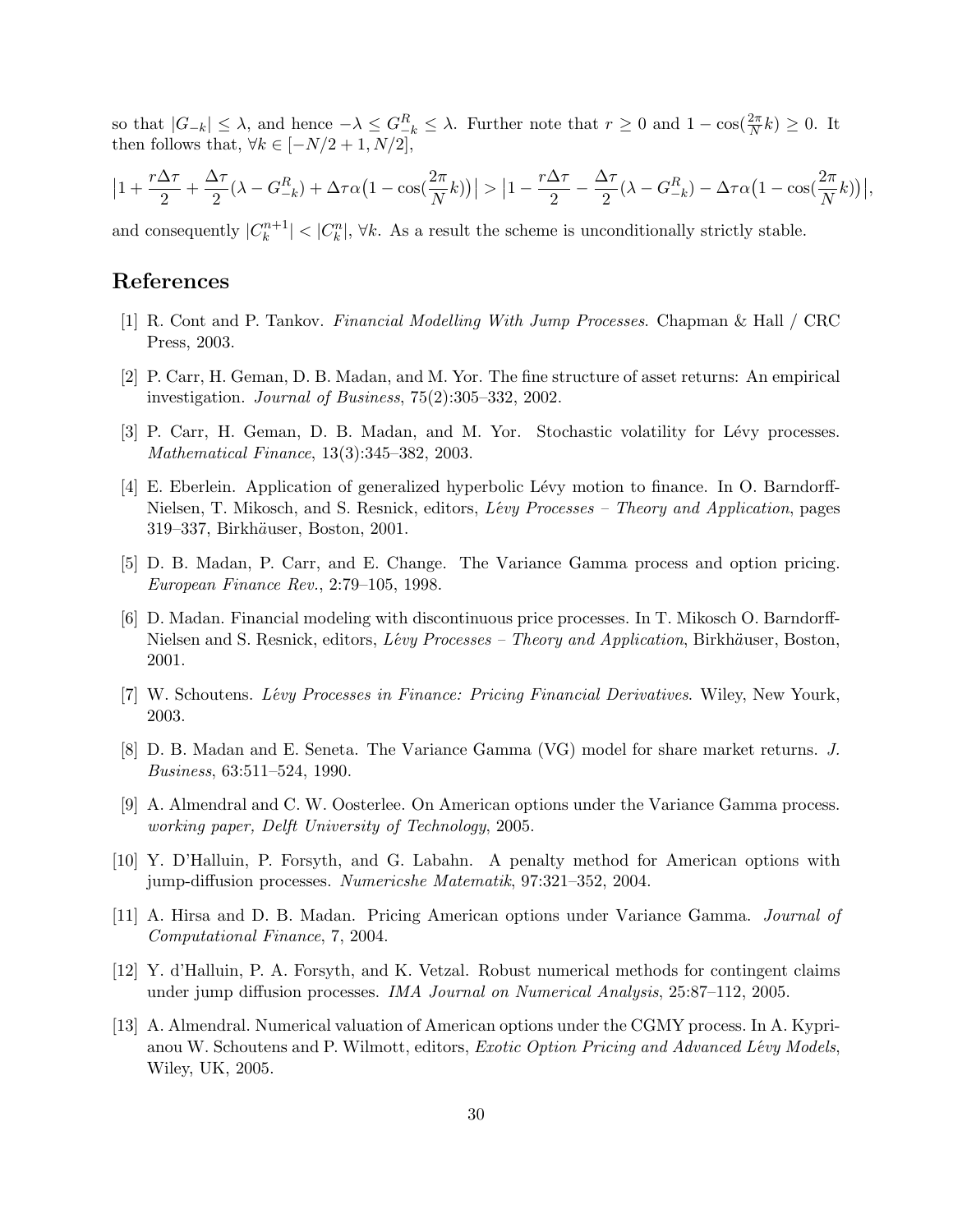so that $|G_{-k}| \leq \lambda$, and hence $-\lambda \leq G^R_{-k} \leq \lambda$. Further note that $r \geq 0$ and $1 - \cos(\frac{2\pi}{N}k) \geq 0$. It then follows that, $\forall k \in [-N/2+1, N/2]$,

$$\left|1 + \frac{r\Delta\tau}{2} + \frac{\Delta\tau}{2}(\lambda - G^R_{-k}) + \Delta\tau\alpha\big(1 - \cos(\frac{2\pi}{N}k)\big)\right| > \left|1 - \frac{r\Delta\tau}{2} - \frac{\Delta\tau}{2}(\lambda - G^R_{-k}) - \Delta\tau\alpha\big(1 - \cos(\frac{2\pi}{N}k)\big)\right|,$$

and consequently $|C^{n+1}_k| < |C^n_k|$, $\forall k$. As a result the scheme is unconditionally strictly stable.

## References

[1] R. Cont and P. Tankov. *Financial Modelling With Jump Processes*. Chapman & Hall / CRC Press, 2003.

[2] P. Carr, H. Geman, D. B. Madan, and M. Yor. The fine structure of asset returns: An empirical investigation. *Journal of Business*, 75(2):305–332, 2002.

[3] P. Carr, H. Geman, D. B. Madan, and M. Yor. Stochastic volatility for Lévy processes. *Mathematical Finance*, 13(3):345–382, 2003.

[4] E. Eberlein. Application of generalized hyperbolic Lévy motion to finance. In O. Barndorff-Nielsen, T. Mikosch, and S. Resnick, editors, *Lévy Processes – Theory and Application*, pages 319–337, Birkhäuser, Boston, 2001.

[5] D. B. Madan, P. Carr, and E. Change. The Variance Gamma process and option pricing. *European Finance Rev.*, 2:79–105, 1998.

[6] D. Madan. Financial modeling with discontinuous price processes. In T. Mikosch O. Barndorff-Nielsen and S. Resnick, editors, *Lévy Processes – Theory and Application*, Birkhäuser, Boston, 2001.

[7] W. Schoutens. *Lévy Processes in Finance: Pricing Financial Derivatives*. Wiley, New Yourk, 2003.

[8] D. B. Madan and E. Seneta. The Variance Gamma (VG) model for share market returns. *J. Business*, 63:511–524, 1990.

[9] A. Almendral and C. W. Oosterlee. On American options under the Variance Gamma process. *working paper, Delft University of Technology*, 2005.

[10] Y. D'Halluin, P. Forsyth, and G. Labahn. A penalty method for American options with jump-diffusion processes. *Numericshe Matematik*, 97:321–352, 2004.

[11] A. Hirsa and D. B. Madan. Pricing American options under Variance Gamma. *Journal of Computational Finance*, 7, 2004.

[12] Y. d'Halluin, P. A. Forsyth, and K. Vetzal. Robust numerical methods for contingent claims under jump diffusion processes. *IMA Journal on Numerical Analysis*, 25:87–112, 2005.

[13] A. Almendral. Numerical valuation of American options under the CGMY process. In A. Kyprianou W. Schoutens and P. Wilmott, editors, *Exotic Option Pricing and Advanced Lévy Models*, Wiley, UK, 2005.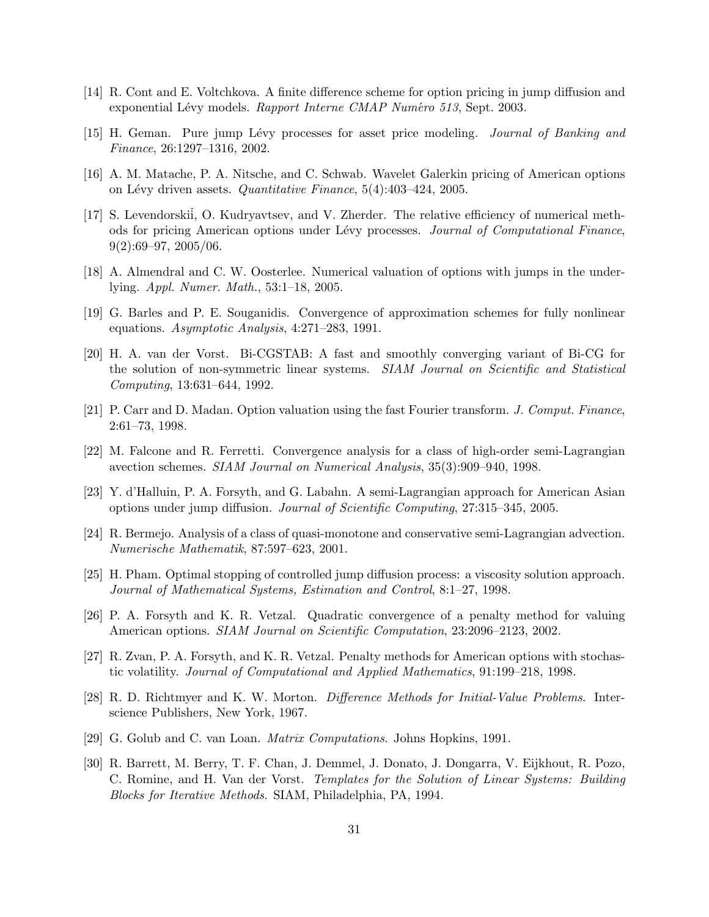[14] R. Cont and E. Voltchkova. A finite difference scheme for option pricing in jump diffusion and exponential Lévy models. *Rapport Interne CMAP Numéro 513*, Sept. 2003.

[15] H. Geman. Pure jump Lévy processes for asset price modeling. *Journal of Banking and Finance*, 26:1297–1316, 2002.

[16] A. M. Matache, P. A. Nitsche, and C. Schwab. Wavelet Galerkin pricing of American options on Lévy driven assets. *Quantitative Finance*, 5(4):403–424, 2005.

[17] S. Levendorskiĭ, O. Kudryavtsev, and V. Zherder. The relative efficiency of numerical methods for pricing American options under Lévy processes. *Journal of Computational Finance*, 9(2):69–97, 2005/06.

[18] A. Almendral and C. W. Oosterlee. Numerical valuation of options with jumps in the underlying. *Appl. Numer. Math.*, 53:1–18, 2005.

[19] G. Barles and P. E. Souganidis. Convergence of approximation schemes for fully nonlinear equations. *Asymptotic Analysis*, 4:271–283, 1991.

[20] H. A. van der Vorst. Bi-CGSTAB: A fast and smoothly converging variant of Bi-CG for the solution of non-symmetric linear systems. *SIAM Journal on Scientific and Statistical Computing*, 13:631–644, 1992.

[21] P. Carr and D. Madan. Option valuation using the fast Fourier transform. *J. Comput. Finance*, 2:61–73, 1998.

[22] M. Falcone and R. Ferretti. Convergence analysis for a class of high-order semi-Lagrangian avection schemes. *SIAM Journal on Numerical Analysis*, 35(3):909–940, 1998.

[23] Y. d'Halluin, P. A. Forsyth, and G. Labahn. A semi-Lagrangian approach for American Asian options under jump diffusion. *Journal of Scientific Computing*, 27:315–345, 2005.

[24] R. Bermejo. Analysis of a class of quasi-monotone and conservative semi-Lagrangian advection. *Numerische Mathematik*, 87:597–623, 2001.

[25] H. Pham. Optimal stopping of controlled jump diffusion process: a viscosity solution approach. *Journal of Mathematical Systems, Estimation and Control*, 8:1–27, 1998.

[26] P. A. Forsyth and K. R. Vetzal. Quadratic convergence of a penalty method for valuing American options. *SIAM Journal on Scientific Computation*, 23:2096–2123, 2002.

[27] R. Zvan, P. A. Forsyth, and K. R. Vetzal. Penalty methods for American options with stochastic volatility. *Journal of Computational and Applied Mathematics*, 91:199–218, 1998.

[28] R. D. Richtmyer and K. W. Morton. *Difference Methods for Initial-Value Problems*. Interscience Publishers, New York, 1967.

[29] G. Golub and C. van Loan. *Matrix Computations*. Johns Hopkins, 1991.

[30] R. Barrett, M. Berry, T. F. Chan, J. Demmel, J. Donato, J. Dongarra, V. Eijkhout, R. Pozo, C. Romine, and H. Van der Vorst. *Templates for the Solution of Linear Systems: Building Blocks for Iterative Methods*. SIAM, Philadelphia, PA, 1994.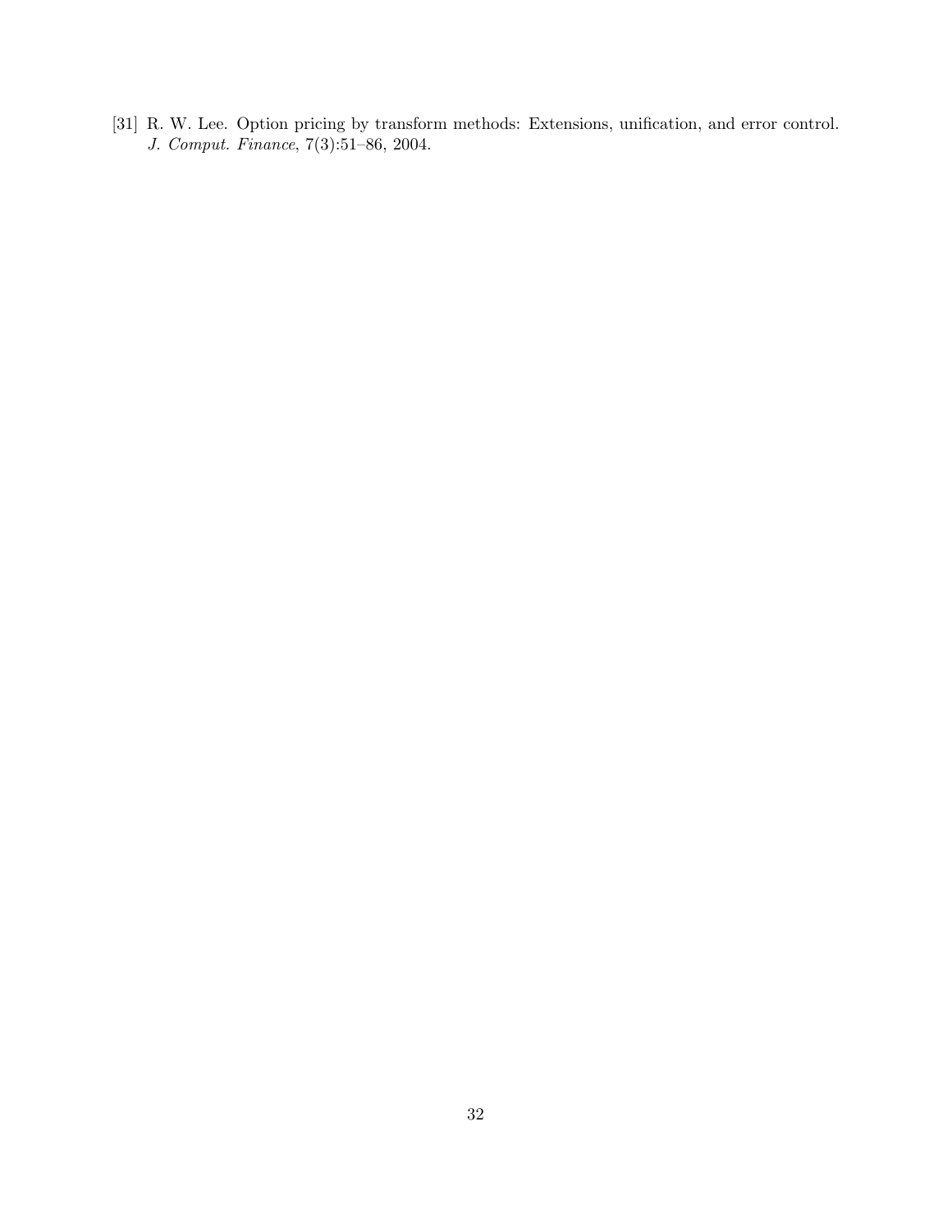[31] R. W. Lee. Option pricing by transform methods: Extensions, unification, and error control. *J. Comput. Finance*, 7(3):51–86, 2004.